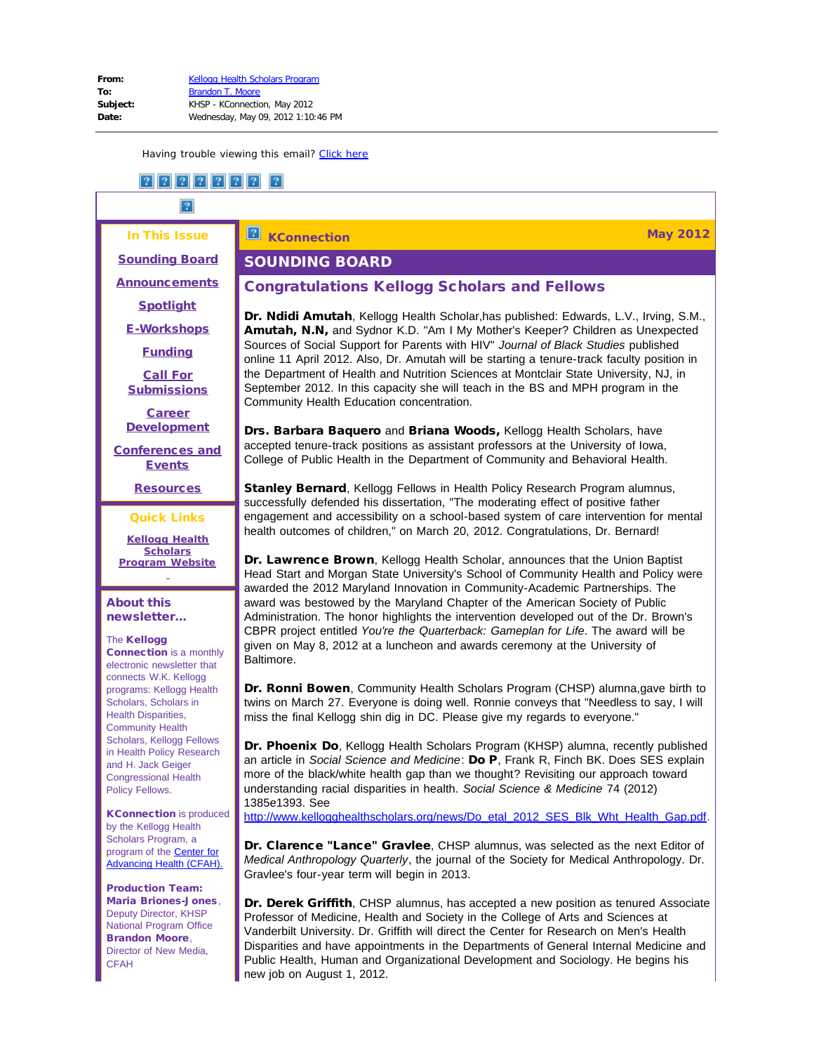**From:** [Kellogg Health Scholars Program](#)
**To:** [Brandon T. Moore](#)
**Subject:** KHSP - KConnection, May 2012
**Date:** Wednesday, May 09, 2012 1:10:46 PM

Having trouble viewing this email? [Click here](#)

**In This Issue**

- [Sounding Board](#)
- [Announcements](#)
- [Spotlight](#)
- [E-Workshops](#)
- [Funding](#)
- [Call For Submissions](#)
- [Career Development](#)
- [Conferences and Events](#)
- [Resources](#)

**Quick Links**

[Kellogg Health Scholars Program Website](#)

**About this newsletter...**

The **Kellogg Connection** is a monthly electronic newsletter that connects W.K. Kellogg programs: Kellogg Health Scholars, Scholars in Health Disparities, Community Health Scholars, Kellogg Fellows in Health Policy Research and H. Jack Geiger Congressional Health Policy Fellows.

**KConnection** is produced by the Kellogg Health Scholars Program, a program of the [Center for Advancing Health (CFAH).](#)

**Production Team:**
**Maria Briones-Jones**, Deputy Director, KHSP National Program Office
**Brandon Moore**, Director of New Media, CFAH

**KConnection** — **May 2012**

# SOUNDING BOARD

## Congratulations Kellogg Scholars and Fellows

**Dr. Ndidi Amutah**, Kellogg Health Scholar,has published: Edwards, L.V., Irving, S.M., **Amutah, N.N,** and Sydnor K.D. "Am I My Mother's Keeper? Children as Unexpected Sources of Social Support for Parents with HIV" *Journal of Black Studies* published online 11 April 2012. Also, Dr. Amutah will be starting a tenure-track faculty position in the Department of Health and Nutrition Sciences at Montclair State University, NJ, in September 2012. In this capacity she will teach in the BS and MPH program in the Community Health Education concentration.

**Drs. Barbara Baquero** and **Briana Woods,** Kellogg Health Scholars, have accepted tenure-track positions as assistant professors at the University of Iowa, College of Public Health in the Department of Community and Behavioral Health.

**Stanley Bernard**, Kellogg Fellows in Health Policy Research Program alumnus, successfully defended his dissertation, "The moderating effect of positive father engagement and accessibility on a school-based system of care intervention for mental health outcomes of children," on March 20, 2012. Congratulations, Dr. Bernard!

**Dr. Lawrence Brown**, Kellogg Health Scholar, announces that the Union Baptist Head Start and Morgan State University's School of Community Health and Policy were awarded the 2012 Maryland Innovation in Community-Academic Partnerships. The award was bestowed by the Maryland Chapter of the American Society of Public Administration. The honor highlights the intervention developed out of the Dr. Brown's CBPR project entitled *You're the Quarterback: Gameplan for Life*. The award will be given on May 8, 2012 at a luncheon and awards ceremony at the University of Baltimore.

**Dr. Ronni Bowen**, Community Health Scholars Program (CHSP) alumna,gave birth to twins on March 27. Everyone is doing well. Ronnie conveys that "Needless to say, I will miss the final Kellogg shin dig in DC. Please give my regards to everyone."

**Dr. Phoenix Do**, Kellogg Health Scholars Program (KHSP) alumna, recently published an article in *Social Science and Medicine*: **Do P**, Frank R, Finch BK. Does SES explain more of the black/white health gap than we thought? Revisiting our approach toward understanding racial disparities in health. *Social Science & Medicine* 74 (2012) 1385e1393. See [http://www.kellogghealthscholars.org/news/Do_etal_2012_SES_Blk_Wht_Health_Gap.pdf](http://www.kellogghealthscholars.org/news/Do_etal_2012_SES_Blk_Wht_Health_Gap.pdf).

**Dr. Clarence "Lance" Gravlee**, CHSP alumnus, was selected as the next Editor of *Medical Anthropology Quarterly*, the journal of the Society for Medical Anthropology. Dr. Gravlee's four-year term will begin in 2013.

**Dr. Derek Griffith**, CHSP alumnus, has accepted a new position as tenured Associate Professor of Medicine, Health and Society in the College of Arts and Sciences at Vanderbilt University. Dr. Griffith will direct the Center for Research on Men's Health Disparities and have appointments in the Departments of General Internal Medicine and Public Health, Human and Organizational Development and Sociology. He begins his new job on August 1, 2012.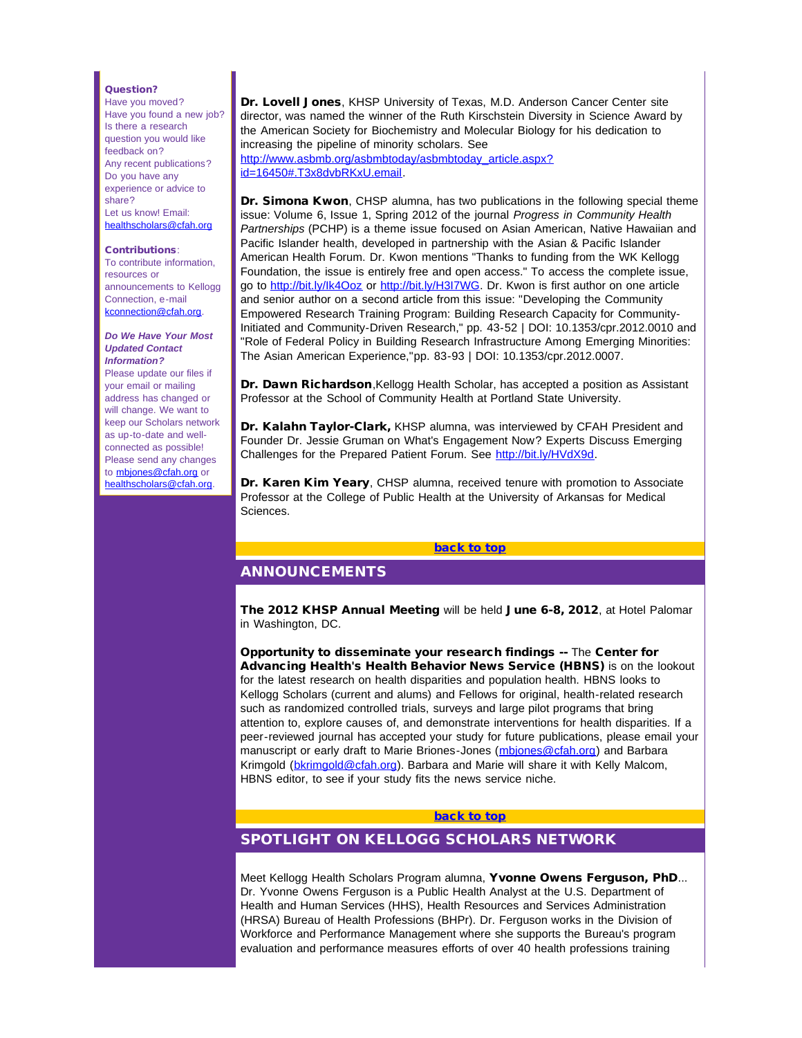**Question?**
Have you moved?
Have you found a new job?
Is there a research question you would like feedback on?
Any recent publications?
Do you have any experience or advice to share?
Let us know! Email: healthscholars@cfah.org

**Contributions**:
To contribute information, resources or announcements to Kellogg Connection, e-mail kconnection@cfah.org.

***Do We Have Your Most Updated Contact Information?***
Please update our files if your email or mailing address has changed or will change. We want to keep our Scholars network as up-to-date and well-connected as possible! Please send any changes to mbjones@cfah.org or healthscholars@cfah.org.

**Dr. Lovell Jones**, KHSP University of Texas, M.D. Anderson Cancer Center site director, was named the winner of the Ruth Kirschstein Diversity in Science Award by the American Society for Biochemistry and Molecular Biology for his dedication to increasing the pipeline of minority scholars. See http://www.asbmb.org/asbmbtoday/asbmbtoday_article.aspx?id=16450#.T3x8dvbRKxU.email.

**Dr. Simona Kwon**, CHSP alumna, has two publications in the following special theme issue: Volume 6, Issue 1, Spring 2012 of the journal *Progress in Community Health Partnerships* (PCHP) is a theme issue focused on Asian American, Native Hawaiian and Pacific Islander health, developed in partnership with the Asian & Pacific Islander American Health Forum. Dr. Kwon mentions "Thanks to funding from the WK Kellogg Foundation, the issue is entirely free and open access." To access the complete issue, go to http://bit.ly/Ik4Ooz or http://bit.ly/H3I7WG. Dr. Kwon is first author on one article and senior author on a second article from this issue: "Developing the Community Empowered Research Training Program: Building Research Capacity for Community-Initiated and Community-Driven Research," pp. 43-52 | DOI: 10.1353/cpr.2012.0010 and "Role of Federal Policy in Building Research Infrastructure Among Emerging Minorities: The Asian American Experience,"pp. 83-93 | DOI: 10.1353/cpr.2012.0007.

**Dr. Dawn Richardson**,Kellogg Health Scholar, has accepted a position as Assistant Professor at the School of Community Health at Portland State University.

**Dr. Kalahn Taylor-Clark,** KHSP alumna, was interviewed by CFAH President and Founder Dr. Jessie Gruman on What's Engagement Now? Experts Discuss Emerging Challenges for the Prepared Patient Forum. See http://bit.ly/HVdX9d.

**Dr. Karen Kim Yeary**, CHSP alumna, received tenure with promotion to Associate Professor at the College of Public Health at the University of Arkansas for Medical Sciences.

**back to top**

## ANNOUNCEMENTS

**The 2012 KHSP Annual Meeting** will be held **June 6-8, 2012**, at Hotel Palomar in Washington, DC.

**Opportunity to disseminate your research findings --** The **Center for Advancing Health's Health Behavior News Service (HBNS)** is on the lookout for the latest research on health disparities and population health. HBNS looks to Kellogg Scholars (current and alums) and Fellows for original, health-related research such as randomized controlled trials, surveys and large pilot programs that bring attention to, explore causes of, and demonstrate interventions for health disparities. If a peer-reviewed journal has accepted your study for future publications, please email your manuscript or early draft to Marie Briones-Jones (mbjones@cfah.org) and Barbara Krimgold (bkrimgold@cfah.org). Barbara and Marie will share it with Kelly Malcom, HBNS editor, to see if your study fits the news service niche.

**back to top**

## SPOTLIGHT ON KELLOGG SCHOLARS NETWORK

Meet Kellogg Health Scholars Program alumna, **Yvonne Owens Ferguson, PhD**... Dr. Yvonne Owens Ferguson is a Public Health Analyst at the U.S. Department of Health and Human Services (HHS), Health Resources and Services Administration (HRSA) Bureau of Health Professions (BHPr). Dr. Ferguson works in the Division of Workforce and Performance Management where she supports the Bureau's program evaluation and performance measures efforts of over 40 health professions training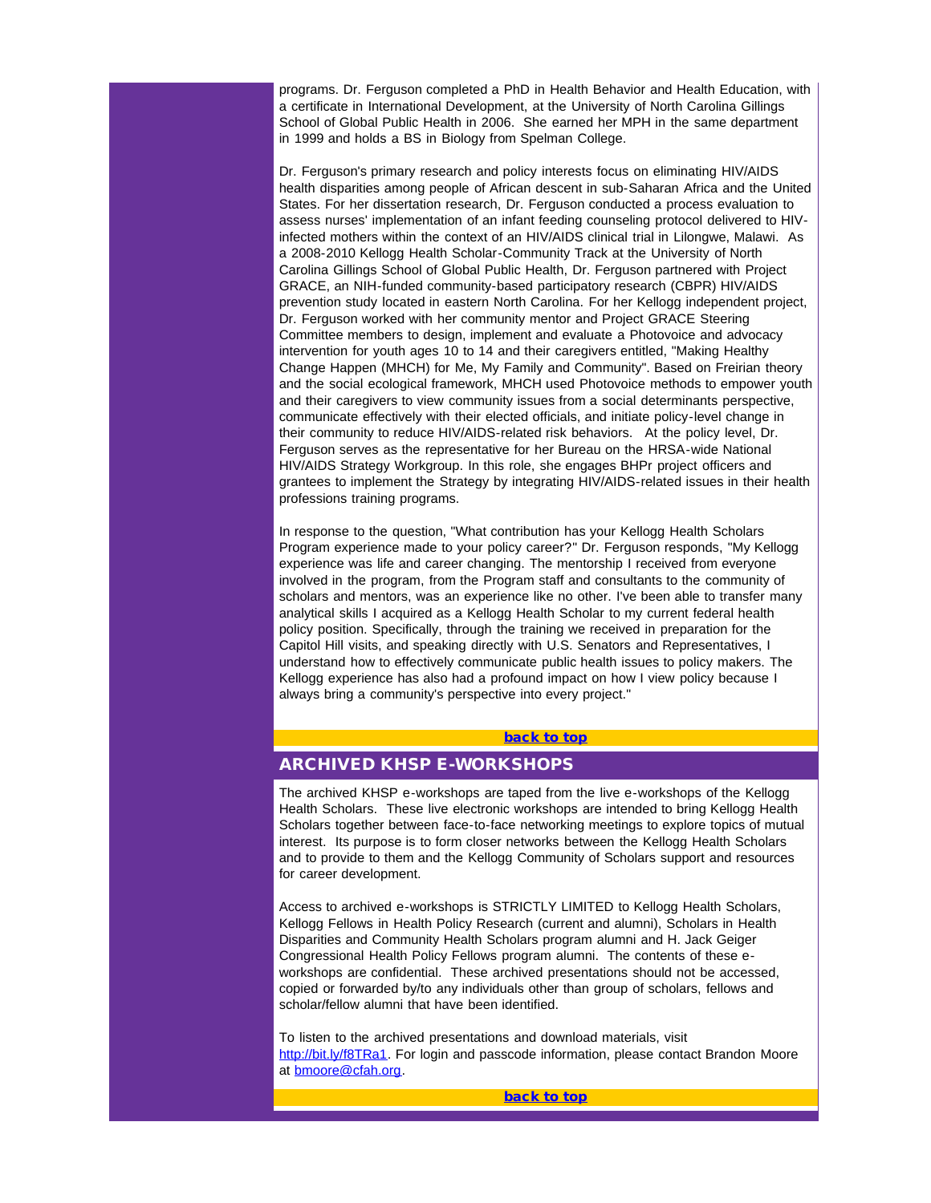programs. Dr. Ferguson completed a PhD in Health Behavior and Health Education, with a certificate in International Development, at the University of North Carolina Gillings School of Global Public Health in 2006. She earned her MPH in the same department in 1999 and holds a BS in Biology from Spelman College.

Dr. Ferguson's primary research and policy interests focus on eliminating HIV/AIDS health disparities among people of African descent in sub-Saharan Africa and the United States. For her dissertation research, Dr. Ferguson conducted a process evaluation to assess nurses' implementation of an infant feeding counseling protocol delivered to HIV-infected mothers within the context of an HIV/AIDS clinical trial in Lilongwe, Malawi. As a 2008-2010 Kellogg Health Scholar-Community Track at the University of North Carolina Gillings School of Global Public Health, Dr. Ferguson partnered with Project GRACE, an NIH-funded community-based participatory research (CBPR) HIV/AIDS prevention study located in eastern North Carolina. For her Kellogg independent project, Dr. Ferguson worked with her community mentor and Project GRACE Steering Committee members to design, implement and evaluate a Photovoice and advocacy intervention for youth ages 10 to 14 and their caregivers entitled, "Making Healthy Change Happen (MHCH) for Me, My Family and Community". Based on Freirian theory and the social ecological framework, MHCH used Photovoice methods to empower youth and their caregivers to view community issues from a social determinants perspective, communicate effectively with their elected officials, and initiate policy-level change in their community to reduce HIV/AIDS-related risk behaviors. At the policy level, Dr. Ferguson serves as the representative for her Bureau on the HRSA-wide National HIV/AIDS Strategy Workgroup. In this role, she engages BHPr project officers and grantees to implement the Strategy by integrating HIV/AIDS-related issues in their health professions training programs.

In response to the question, "What contribution has your Kellogg Health Scholars Program experience made to your policy career?" Dr. Ferguson responds, "My Kellogg experience was life and career changing. The mentorship I received from everyone involved in the program, from the Program staff and consultants to the community of scholars and mentors, was an experience like no other. I've been able to transfer many analytical skills I acquired as a Kellogg Health Scholar to my current federal health policy position. Specifically, through the training we received in preparation for the Capitol Hill visits, and speaking directly with U.S. Senators and Representatives, I understand how to effectively communicate public health issues to policy makers. The Kellogg experience has also had a profound impact on how I view policy because I always bring a community's perspective into every project."

**back to top**

## ARCHIVED KHSP E-WORKSHOPS

The archived KHSP e-workshops are taped from the live e-workshops of the Kellogg Health Scholars. These live electronic workshops are intended to bring Kellogg Health Scholars together between face-to-face networking meetings to explore topics of mutual interest. Its purpose is to form closer networks between the Kellogg Health Scholars and to provide to them and the Kellogg Community of Scholars support and resources for career development.

Access to archived e-workshops is STRICTLY LIMITED to Kellogg Health Scholars, Kellogg Fellows in Health Policy Research (current and alumni), Scholars in Health Disparities and Community Health Scholars program alumni and H. Jack Geiger Congressional Health Policy Fellows program alumni. The contents of these e-workshops are confidential. These archived presentations should not be accessed, copied or forwarded by/to any individuals other than group of scholars, fellows and scholar/fellow alumni that have been identified.

To listen to the archived presentations and download materials, visit http://bit.ly/f8TRa1. For login and passcode information, please contact Brandon Moore at bmoore@cfah.org.

**back to top**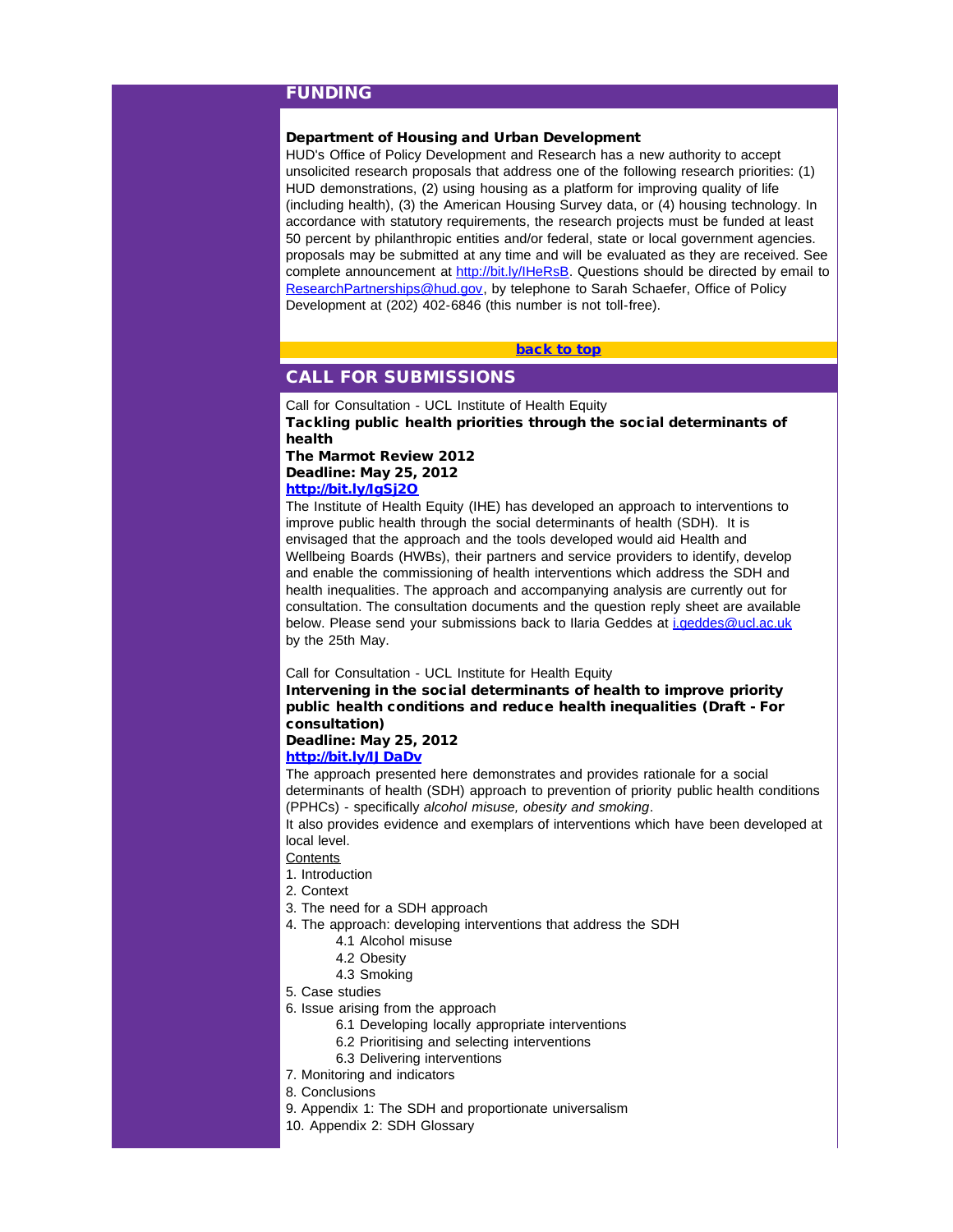## FUNDING

**Department of Housing and Urban Development**

HUD's Office of Policy Development and Research has a new authority to accept unsolicited research proposals that address one of the following research priorities: (1) HUD demonstrations, (2) using housing as a platform for improving quality of life (including health), (3) the American Housing Survey data, or (4) housing technology. In accordance with statutory requirements, the research projects must be funded at least 50 percent by philanthropic entities and/or federal, state or local government agencies. proposals may be submitted at any time and will be evaluated as they are received. See complete announcement at http://bit.ly/IHeRsB. Questions should be directed by email to ResearchPartnerships@hud.gov, by telephone to Sarah Schaefer, Office of Policy Development at (202) 402-6846 (this number is not toll-free).

**back to top**

## CALL FOR SUBMISSIONS

Call for Consultation - UCL Institute of Health Equity

**Tackling public health priorities through the social determinants of health**

**The Marmot Review 2012**

**Deadline: May 25, 2012**

**http://bit.ly/IgSj2O**

The Institute of Health Equity (IHE) has developed an approach to interventions to improve public health through the social determinants of health (SDH). It is envisaged that the approach and the tools developed would aid Health and Wellbeing Boards (HWBs), their partners and service providers to identify, develop and enable the commissioning of health interventions which address the SDH and health inequalities. The approach and accompanying analysis are currently out for consultation. The consultation documents and the question reply sheet are available below. Please send your submissions back to Ilaria Geddes at i.geddes@ucl.ac.uk by the 25th May.

Call for Consultation - UCL Institute for Health Equity

**Intervening in the social determinants of health to improve priority public health conditions and reduce health inequalities (Draft - For consultation)**

**Deadline: May 25, 2012**

**http://bit.ly/IJ DaDv**

The approach presented here demonstrates and provides rationale for a social determinants of health (SDH) approach to prevention of priority public health conditions (PPHCs) - specifically *alcohol misuse, obesity and smoking*.

It also provides evidence and exemplars of interventions which have been developed at local level.

Contents

1. Introduction
2. Context
3. The need for a SDH approach
4. The approach: developing interventions that address the SDH
    - 4.1 Alcohol misuse
    - 4.2 Obesity
    - 4.3 Smoking
5. Case studies
6. Issue arising from the approach
    - 6.1 Developing locally appropriate interventions
    - 6.2 Prioritising and selecting interventions
    - 6.3 Delivering interventions
7. Monitoring and indicators
8. Conclusions
9. Appendix 1: The SDH and proportionate universalism
10. Appendix 2: SDH Glossary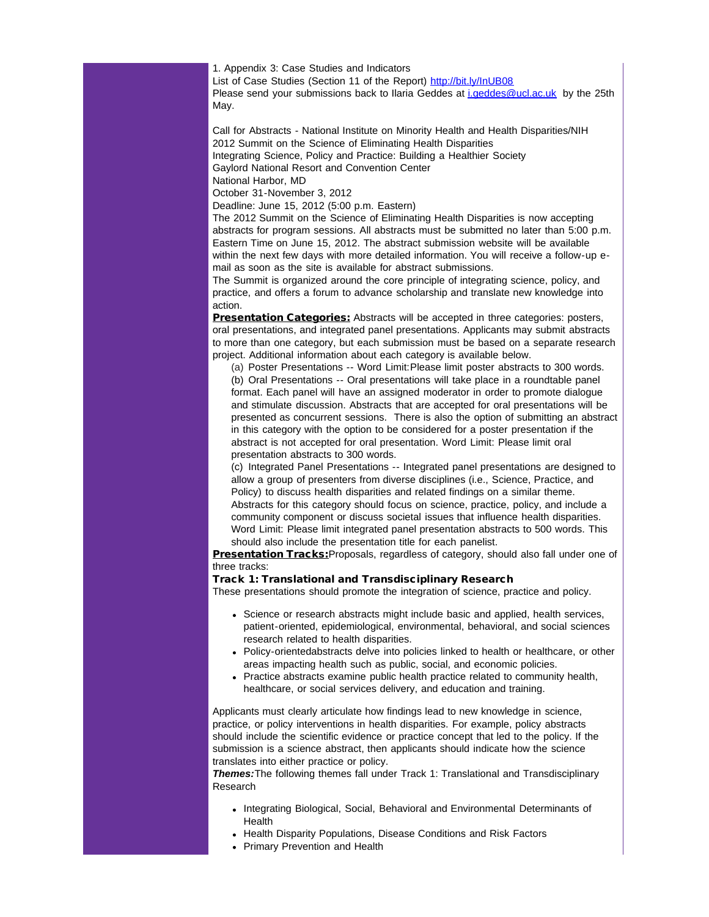1. Appendix 3: Case Studies and Indicators

List of Case Studies (Section 11 of the Report) [http://bit.ly/InUB08](http://bit.ly/InUB08)

Please send your submissions back to Ilaria Geddes at [i.geddes@ucl.ac.uk](mailto:i.geddes@ucl.ac.uk) by the 25th May.

Call for Abstracts - National Institute on Minority Health and Health Disparities/NIH
2012 Summit on the Science of Eliminating Health Disparities
Integrating Science, Policy and Practice: Building a Healthier Society
Gaylord National Resort and Convention Center
National Harbor, MD
October 31-November 3, 2012
Deadline: June 15, 2012 (5:00 p.m. Eastern)

The 2012 Summit on the Science of Eliminating Health Disparities is now accepting abstracts for program sessions. All abstracts must be submitted no later than 5:00 p.m. Eastern Time on June 15, 2012. The abstract submission website will be available within the next few days with more detailed information. You will receive a follow-up e-mail as soon as the site is available for abstract submissions.

The Summit is organized around the core principle of integrating science, policy, and practice, and offers a forum to advance scholarship and translate new knowledge into action.

**Presentation Categories:** Abstracts will be accepted in three categories: posters, oral presentations, and integrated panel presentations. Applicants may submit abstracts to more than one category, but each submission must be based on a separate research project. Additional information about each category is available below.

(a) Poster Presentations -- Word Limit:Please limit poster abstracts to 300 words.

(b) Oral Presentations -- Oral presentations will take place in a roundtable panel format. Each panel will have an assigned moderator in order to promote dialogue and stimulate discussion. Abstracts that are accepted for oral presentations will be presented as concurrent sessions. There is also the option of submitting an abstract in this category with the option to be considered for a poster presentation if the abstract is not accepted for oral presentation. Word Limit: Please limit oral presentation abstracts to 300 words.

(c) Integrated Panel Presentations -- Integrated panel presentations are designed to allow a group of presenters from diverse disciplines (i.e., Science, Practice, and Policy) to discuss health disparities and related findings on a similar theme. Abstracts for this category should focus on science, practice, policy, and include a community component or discuss societal issues that influence health disparities. Word Limit: Please limit integrated panel presentation abstracts to 500 words. This should also include the presentation title for each panelist.

**Presentation Tracks:**Proposals, regardless of category, should also fall under one of three tracks:

**Track 1: Translational and Transdisciplinary Research**

These presentations should promote the integration of science, practice and policy.

- Science or research abstracts might include basic and applied, health services, patient-oriented, epidemiological, environmental, behavioral, and social sciences research related to health disparities.
- Policy-orientedabstracts delve into policies linked to health or healthcare, or other areas impacting health such as public, social, and economic policies.
- Practice abstracts examine public health practice related to community health, healthcare, or social services delivery, and education and training.

Applicants must clearly articulate how findings lead to new knowledge in science, practice, or policy interventions in health disparities. For example, policy abstracts should include the scientific evidence or practice concept that led to the policy. If the submission is a science abstract, then applicants should indicate how the science translates into either practice or policy.

***Themes:***The following themes fall under Track 1: Translational and Transdisciplinary Research

- Integrating Biological, Social, Behavioral and Environmental Determinants of Health
- Health Disparity Populations, Disease Conditions and Risk Factors
- Primary Prevention and Health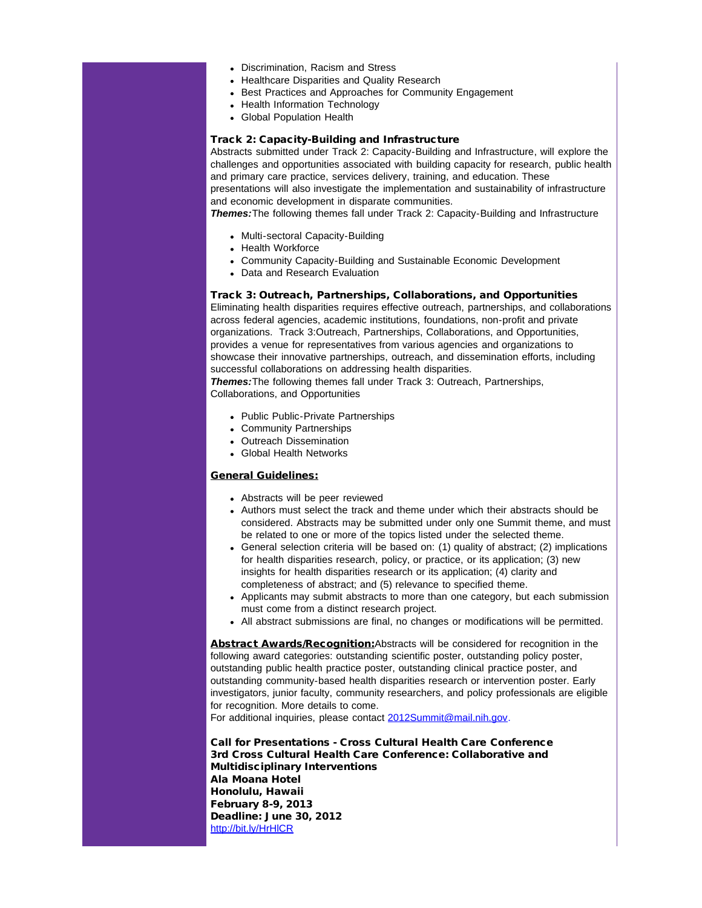- Discrimination, Racism and Stress
- Healthcare Disparities and Quality Research
- Best Practices and Approaches for Community Engagement
- Health Information Technology
- Global Population Health

**Track 2: Capacity-Building and Infrastructure**

Abstracts submitted under Track 2: Capacity-Building and Infrastructure, will explore the challenges and opportunities associated with building capacity for research, public health and primary care practice, services delivery, training, and education. These presentations will also investigate the implementation and sustainability of infrastructure and economic development in disparate communities.

***Themes:*** The following themes fall under Track 2: Capacity-Building and Infrastructure

- Multi-sectoral Capacity-Building
- Health Workforce
- Community Capacity-Building and Sustainable Economic Development
- Data and Research Evaluation

**Track 3: Outreach, Partnerships, Collaborations, and Opportunities**

Eliminating health disparities requires effective outreach, partnerships, and collaborations across federal agencies, academic institutions, foundations, non-profit and private organizations. Track 3:Outreach, Partnerships, Collaborations, and Opportunities, provides a venue for representatives from various agencies and organizations to showcase their innovative partnerships, outreach, and dissemination efforts, including successful collaborations on addressing health disparities.

***Themes:*** The following themes fall under Track 3: Outreach, Partnerships, Collaborations, and Opportunities

- Public Public-Private Partnerships
- Community Partnerships
- Outreach Dissemination
- Global Health Networks

**General Guidelines:**

- Abstracts will be peer reviewed
- Authors must select the track and theme under which their abstracts should be considered. Abstracts may be submitted under only one Summit theme, and must be related to one or more of the topics listed under the selected theme.
- General selection criteria will be based on: (1) quality of abstract; (2) implications for health disparities research, policy, or practice, or its application; (3) new insights for health disparities research or its application; (4) clarity and completeness of abstract; and (5) relevance to specified theme.
- Applicants may submit abstracts to more than one category, but each submission must come from a distinct research project.
- All abstract submissions are final, no changes or modifications will be permitted.

**Abstract Awards/Recognition:** Abstracts will be considered for recognition in the following award categories: outstanding scientific poster, outstanding policy poster, outstanding public health practice poster, outstanding clinical practice poster, and outstanding community-based health disparities research or intervention poster. Early investigators, junior faculty, community researchers, and policy professionals are eligible for recognition. More details to come.

For additional inquiries, please contact [2012Summit@mail.nih.gov](mailto:2012Summit@mail.nih.gov).

**Call for Presentations - Cross Cultural Health Care Conference**
**3rd Cross Cultural Health Care Conference: Collaborative and Multidisciplinary Interventions**
**Ala Moana Hotel**
**Honolulu, Hawaii**
**February 8-9, 2013**
**Deadline: June 30, 2012**
[http://bit.ly/HrHlCR](http://bit.ly/HrHlCR)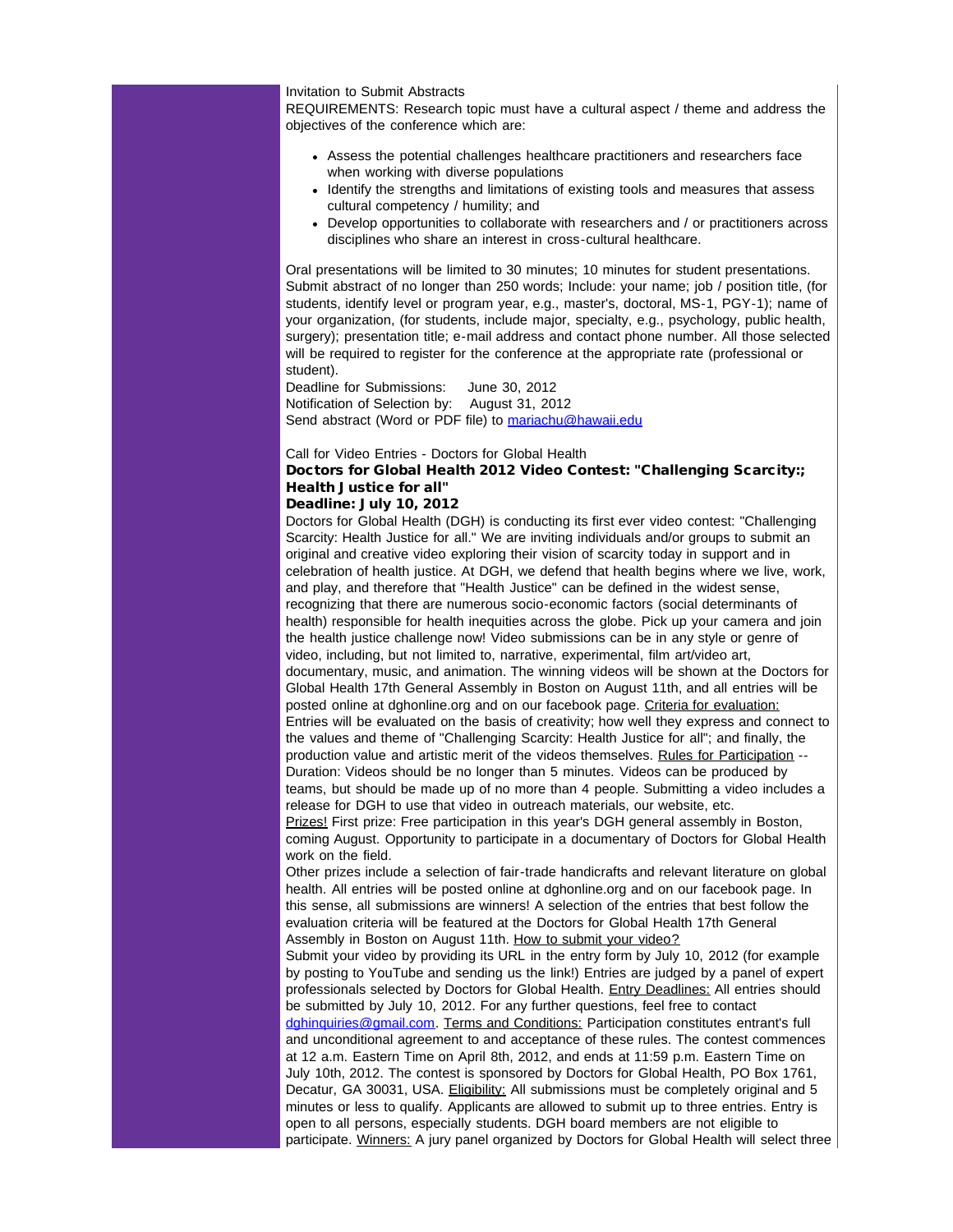Invitation to Submit Abstracts

REQUIREMENTS: Research topic must have a cultural aspect / theme and address the objectives of the conference which are:

- Assess the potential challenges healthcare practitioners and researchers face when working with diverse populations
- Identify the strengths and limitations of existing tools and measures that assess cultural competency / humility; and
- Develop opportunities to collaborate with researchers and / or practitioners across disciplines who share an interest in cross-cultural healthcare.

Oral presentations will be limited to 30 minutes; 10 minutes for student presentations. Submit abstract of no longer than 250 words; Include: your name; job / position title, (for students, identify level or program year, e.g., master's, doctoral, MS-1, PGY-1); name of your organization, (for students, include major, specialty, e.g., psychology, public health, surgery); presentation title; e-mail address and contact phone number. All those selected will be required to register for the conference at the appropriate rate (professional or student).

Deadline for Submissions: June 30, 2012
Notification of Selection by: August 31, 2012
Send abstract (Word or PDF file) to mariachu@hawaii.edu

Call for Video Entries - Doctors for Global Health

**Doctors for Global Health 2012 Video Contest: "Challenging Scarcity:; Health Justice for all"**

**Deadline: July 10, 2012**

Doctors for Global Health (DGH) is conducting its first ever video contest: "Challenging Scarcity: Health Justice for all." We are inviting individuals and/or groups to submit an original and creative video exploring their vision of scarcity today in support and in celebration of health justice. At DGH, we defend that health begins where we live, work, and play, and therefore that "Health Justice" can be defined in the widest sense, recognizing that there are numerous socio-economic factors (social determinants of health) responsible for health inequities across the globe. Pick up your camera and join the health justice challenge now! Video submissions can be in any style or genre of video, including, but not limited to, narrative, experimental, film art/video art, documentary, music, and animation. The winning videos will be shown at the Doctors for Global Health 17th General Assembly in Boston on August 11th, and all entries will be posted online at dghonline.org and on our facebook page. Criteria for evaluation: Entries will be evaluated on the basis of creativity; how well they express and connect to the values and theme of "Challenging Scarcity: Health Justice for all"; and finally, the production value and artistic merit of the videos themselves. Rules for Participation -- Duration: Videos should be no longer than 5 minutes. Videos can be produced by teams, but should be made up of no more than 4 people. Submitting a video includes a release for DGH to use that video in outreach materials, our website, etc.

Prizes! First prize: Free participation in this year's DGH general assembly in Boston, coming August. Opportunity to participate in a documentary of Doctors for Global Health work on the field.

Other prizes include a selection of fair-trade handicrafts and relevant literature on global health. All entries will be posted online at dghonline.org and on our facebook page. In this sense, all submissions are winners! A selection of the entries that best follow the evaluation criteria will be featured at the Doctors for Global Health 17th General Assembly in Boston on August 11th. How to submit your video?

Submit your video by providing its URL in the entry form by July 10, 2012 (for example by posting to YouTube and sending us the link!) Entries are judged by a panel of expert professionals selected by Doctors for Global Health. Entry Deadlines: All entries should be submitted by July 10, 2012. For any further questions, feel free to contact dghinquiries@gmail.com. Terms and Conditions: Participation constitutes entrant's full and unconditional agreement to and acceptance of these rules. The contest commences at 12 a.m. Eastern Time on April 8th, 2012, and ends at 11:59 p.m. Eastern Time on July 10th, 2012. The contest is sponsored by Doctors for Global Health, PO Box 1761, Decatur, GA 30031, USA. Eligibility: All submissions must be completely original and 5 minutes or less to qualify. Applicants are allowed to submit up to three entries. Entry is open to all persons, especially students. DGH board members are not eligible to participate. Winners: A jury panel organized by Doctors for Global Health will select three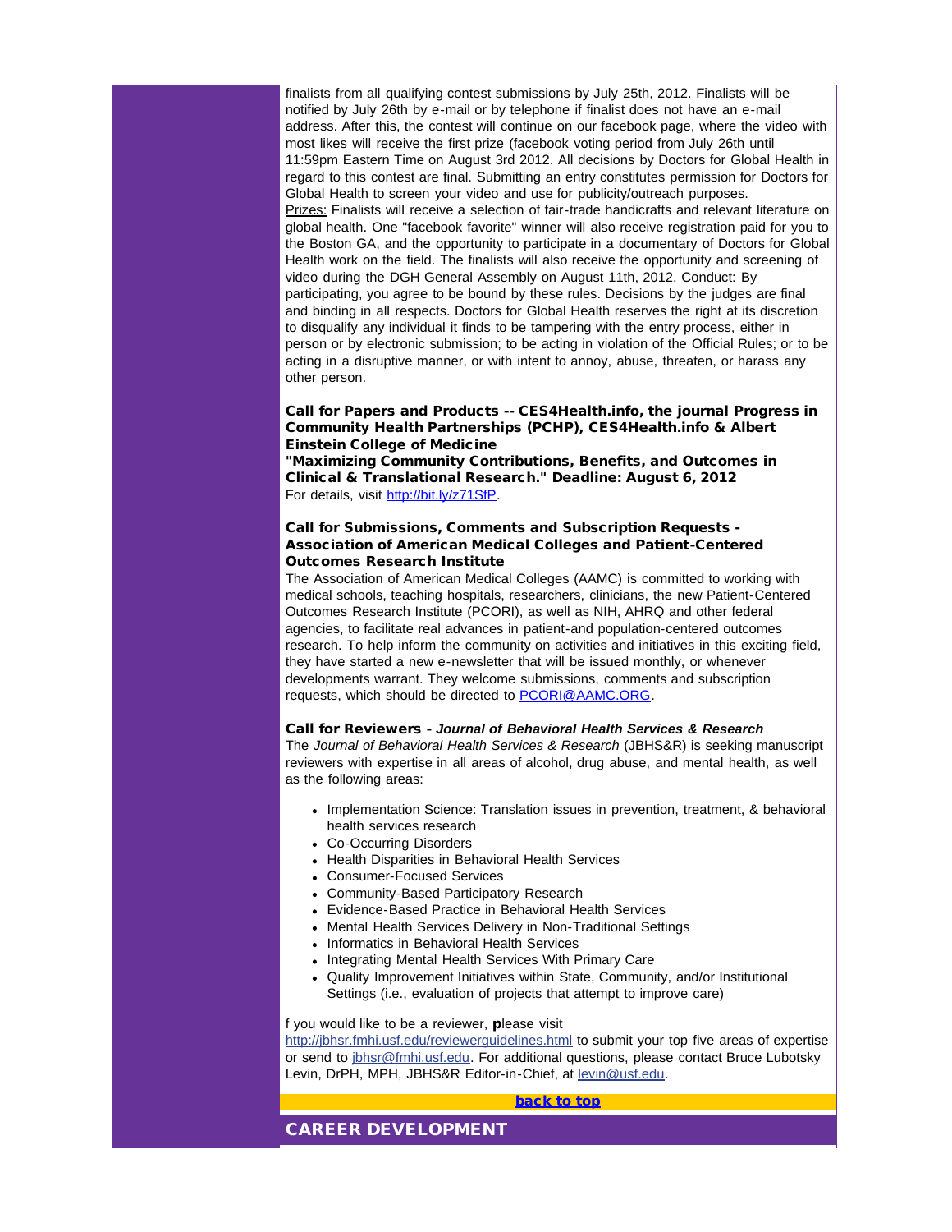finalists from all qualifying contest submissions by July 25th, 2012. Finalists will be notified by July 26th by e-mail or by telephone if finalist does not have an e-mail address. After this, the contest will continue on our facebook page, where the video with most likes will receive the first prize (facebook voting period from July 26th until 11:59pm Eastern Time on August 3rd 2012. All decisions by Doctors for Global Health in regard to this contest are final. Submitting an entry constitutes permission for Doctors for Global Health to screen your video and use for publicity/outreach purposes.
Prizes: Finalists will receive a selection of fair-trade handicrafts and relevant literature on global health. One "facebook favorite" winner will also receive registration paid for you to the Boston GA, and the opportunity to participate in a documentary of Doctors for Global Health work on the field. The finalists will also receive the opportunity and screening of video during the DGH General Assembly on August 11th, 2012. Conduct: By participating, you agree to be bound by these rules. Decisions by the judges are final and binding in all respects. Doctors for Global Health reserves the right at its discretion to disqualify any individual it finds to be tampering with the entry process, either in person or by electronic submission; to be acting in violation of the Official Rules; or to be acting in a disruptive manner, or with intent to annoy, abuse, threaten, or harass any other person.

**Call for Papers and Products -- CES4Health.info, the journal Progress in Community Health Partnerships (PCHP), CES4Health.info & Albert Einstein College of Medicine**
**"Maximizing Community Contributions, Benefits, and Outcomes in Clinical & Translational Research." Deadline: August 6, 2012**
For details, visit http://bit.ly/z71SfP.

**Call for Submissions, Comments and Subscription Requests - Association of American Medical Colleges and Patient-Centered Outcomes Research Institute**
The Association of American Medical Colleges (AAMC) is committed to working with medical schools, teaching hospitals, researchers, clinicians, the new Patient-Centered Outcomes Research Institute (PCORI), as well as NIH, AHRQ and other federal agencies, to facilitate real advances in patient-and population-centered outcomes research. To help inform the community on activities and initiatives in this exciting field, they have started a new e-newsletter that will be issued monthly, or whenever developments warrant. They welcome submissions, comments and subscription requests, which should be directed to PCORI@AAMC.ORG.

**Call for Reviewers - *Journal of Behavioral Health Services & Research***
The *Journal of Behavioral Health Services & Research* (JBHS&R) is seeking manuscript reviewers with expertise in all areas of alcohol, drug abuse, and mental health, as well as the following areas:

- Implementation Science: Translation issues in prevention, treatment, & behavioral health services research
- Co-Occurring Disorders
- Health Disparities in Behavioral Health Services
- Consumer-Focused Services
- Community-Based Participatory Research
- Evidence-Based Practice in Behavioral Health Services
- Mental Health Services Delivery in Non-Traditional Settings
- Informatics in Behavioral Health Services
- Integrating Mental Health Services With Primary Care
- Quality Improvement Initiatives within State, Community, and/or Institutional Settings (i.e., evaluation of projects that attempt to improve care)

f you would like to be a reviewer, **p**lease visit http://jbhsr.fmhi.usf.edu/reviewerguidelines.html to submit your top five areas of expertise or send to jbhsr@fmhi.usf.edu. For additional questions, please contact Bruce Lubotsky Levin, DrPH, MPH, JBHS&R Editor-in-Chief, at levin@usf.edu.

**back to top**

## CAREER DEVELOPMENT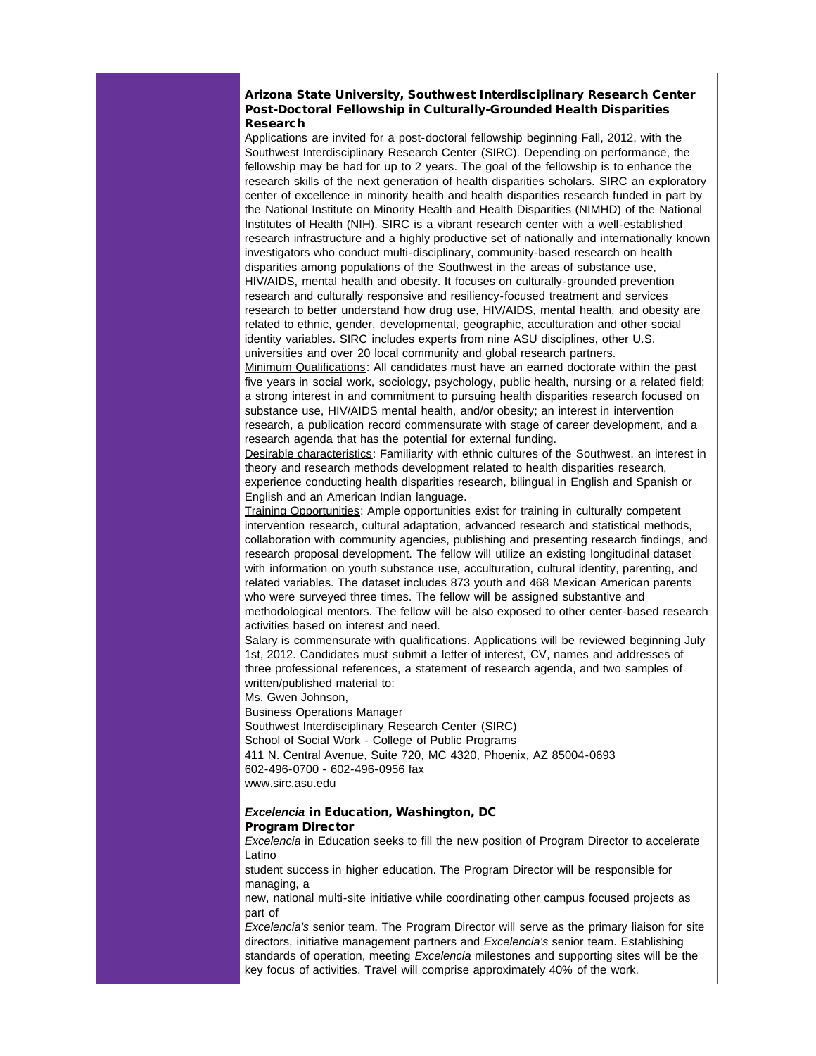### Arizona State University, Southwest Interdisciplinary Research Center
### Post-Doctoral Fellowship in Culturally-Grounded Health Disparities Research

Applications are invited for a post-doctoral fellowship beginning Fall, 2012, with the Southwest Interdisciplinary Research Center (SIRC). Depending on performance, the fellowship may be had for up to 2 years. The goal of the fellowship is to enhance the research skills of the next generation of health disparities scholars. SIRC an exploratory center of excellence in minority health and health disparities research funded in part by the National Institute on Minority Health and Health Disparities (NIMHD) of the National Institutes of Health (NIH). SIRC is a vibrant research center with a well-established research infrastructure and a highly productive set of nationally and internationally known investigators who conduct multi-disciplinary, community-based research on health disparities among populations of the Southwest in the areas of substance use, HIV/AIDS, mental health and obesity. It focuses on culturally-grounded prevention research and culturally responsive and resiliency-focused treatment and services research to better understand how drug use, HIV/AIDS, mental health, and obesity are related to ethnic, gender, developmental, geographic, acculturation and other social identity variables. SIRC includes experts from nine ASU disciplines, other U.S. universities and over 20 local community and global research partners.

Minimum Qualifications: All candidates must have an earned doctorate within the past five years in social work, sociology, psychology, public health, nursing or a related field; a strong interest in and commitment to pursuing health disparities research focused on substance use, HIV/AIDS mental health, and/or obesity; an interest in intervention research, a publication record commensurate with stage of career development, and a research agenda that has the potential for external funding.

Desirable characteristics: Familiarity with ethnic cultures of the Southwest, an interest in theory and research methods development related to health disparities research, experience conducting health disparities research, bilingual in English and Spanish or English and an American Indian language.

Training Opportunities: Ample opportunities exist for training in culturally competent intervention research, cultural adaptation, advanced research and statistical methods, collaboration with community agencies, publishing and presenting research findings, and research proposal development. The fellow will utilize an existing longitudinal dataset with information on youth substance use, acculturation, cultural identity, parenting, and related variables. The dataset includes 873 youth and 468 Mexican American parents who were surveyed three times. The fellow will be assigned substantive and methodological mentors. The fellow will be also exposed to other center-based research activities based on interest and need.

Salary is commensurate with qualifications. Applications will be reviewed beginning July 1st, 2012. Candidates must submit a letter of interest, CV, names and addresses of three professional references, a statement of research agenda, and two samples of written/published material to:

Ms. Gwen Johnson,
Business Operations Manager
Southwest Interdisciplinary Research Center (SIRC)
School of Social Work - College of Public Programs
411 N. Central Avenue, Suite 720, MC 4320, Phoenix, AZ 85004-0693
602-496-0700 - 602-496-0956 fax
www.sirc.asu.edu

### *Excelencia* in Education, Washington, DC
### Program Director

*Excelencia* in Education seeks to fill the new position of Program Director to accelerate Latino student success in higher education. The Program Director will be responsible for managing, a new, national multi-site initiative while coordinating other campus focused projects as part of *Excelencia's* senior team. The Program Director will serve as the primary liaison for site directors, initiative management partners and *Excelencia's* senior team. Establishing standards of operation, meeting *Excelencia* milestones and supporting sites will be the key focus of activities. Travel will comprise approximately 40% of the work.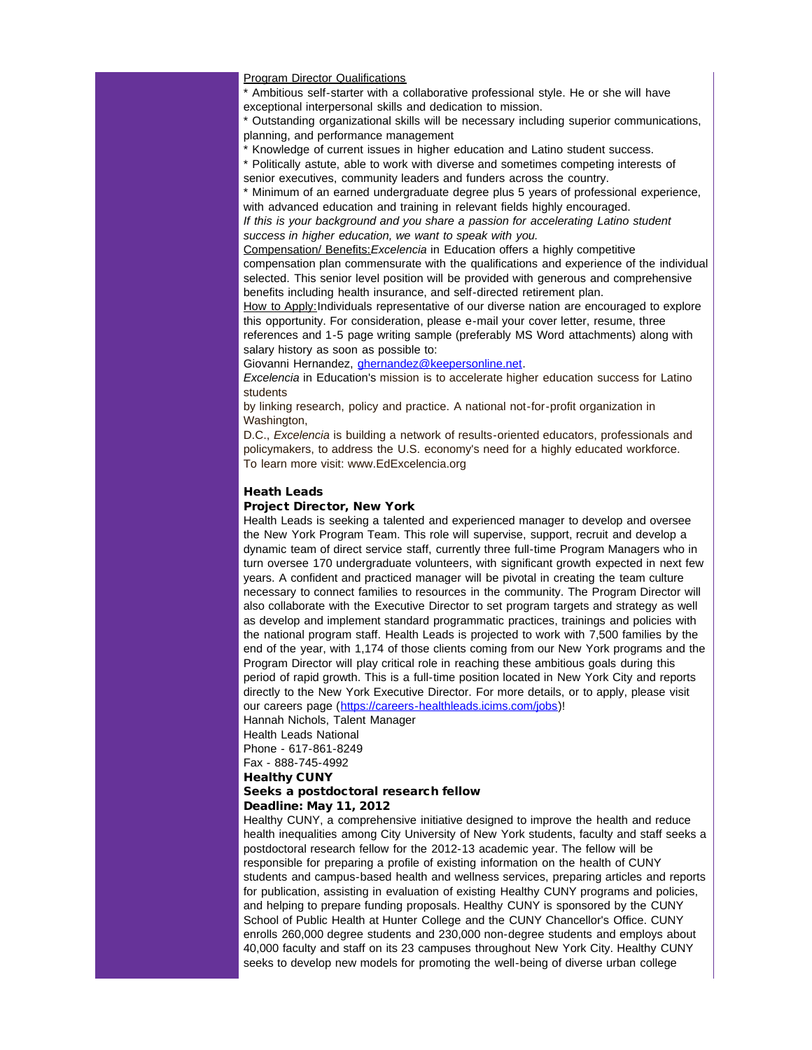Program Director Qualifications

* Ambitious self-starter with a collaborative professional style. He or she will have exceptional interpersonal skills and dedication to mission.
* Outstanding organizational skills will be necessary including superior communications, planning, and performance management
* Knowledge of current issues in higher education and Latino student success.
* Politically astute, able to work with diverse and sometimes competing interests of senior executives, community leaders and funders across the country.
* Minimum of an earned undergraduate degree plus 5 years of professional experience, with advanced education and training in relevant fields highly encouraged.

*If this is your background and you share a passion for accelerating Latino student success in higher education, we want to speak with you.*

Compensation/ Benefits:*Excelencia* in Education offers a highly competitive compensation plan commensurate with the qualifications and experience of the individual selected. This senior level position will be provided with generous and comprehensive benefits including health insurance, and self-directed retirement plan.

How to Apply:Individuals representative of our diverse nation are encouraged to explore this opportunity. For consideration, please e-mail your cover letter, resume, three references and 1-5 page writing sample (preferably MS Word attachments) along with salary history as soon as possible to:

Giovanni Hernandez, ghernandez@keepersonline.net.

*Excelencia* in Education's mission is to accelerate higher education success for Latino students
by linking research, policy and practice. A national not-for-profit organization in Washington,
D.C., *Excelencia* is building a network of results-oriented educators, professionals and policymakers, to address the U.S. economy's need for a highly educated workforce.
To learn more visit: www.EdExcelencia.org

**Heath Leads**
**Project Director, New York**

Health Leads is seeking a talented and experienced manager to develop and oversee the New York Program Team. This role will supervise, support, recruit and develop a dynamic team of direct service staff, currently three full-time Program Managers who in turn oversee 170 undergraduate volunteers, with significant growth expected in next few years. A confident and practiced manager will be pivotal in creating the team culture necessary to connect families to resources in the community. The Program Director will also collaborate with the Executive Director to set program targets and strategy as well as develop and implement standard programmatic practices, trainings and policies with the national program staff. Health Leads is projected to work with 7,500 families by the end of the year, with 1,174 of those clients coming from our New York programs and the Program Director will play critical role in reaching these ambitious goals during this period of rapid growth. This is a full-time position located in New York City and reports directly to the New York Executive Director. For more details, or to apply, please visit our careers page (https://careers-healthleads.icims.com/jobs)!

Hannah Nichols, Talent Manager
Health Leads National
Phone - 617-861-8249
Fax - 888-745-4992

**Healthy CUNY**
**Seeks a postdoctoral research fellow**
**Deadline: May 11, 2012**

Healthy CUNY, a comprehensive initiative designed to improve the health and reduce health inequalities among City University of New York students, faculty and staff seeks a postdoctoral research fellow for the 2012-13 academic year. The fellow will be responsible for preparing a profile of existing information on the health of CUNY students and campus-based health and wellness services, preparing articles and reports for publication, assisting in evaluation of existing Healthy CUNY programs and policies, and helping to prepare funding proposals. Healthy CUNY is sponsored by the CUNY School of Public Health at Hunter College and the CUNY Chancellor's Office. CUNY enrolls 260,000 degree students and 230,000 non-degree students and employs about 40,000 faculty and staff on its 23 campuses throughout New York City. Healthy CUNY seeks to develop new models for promoting the well-being of diverse urban college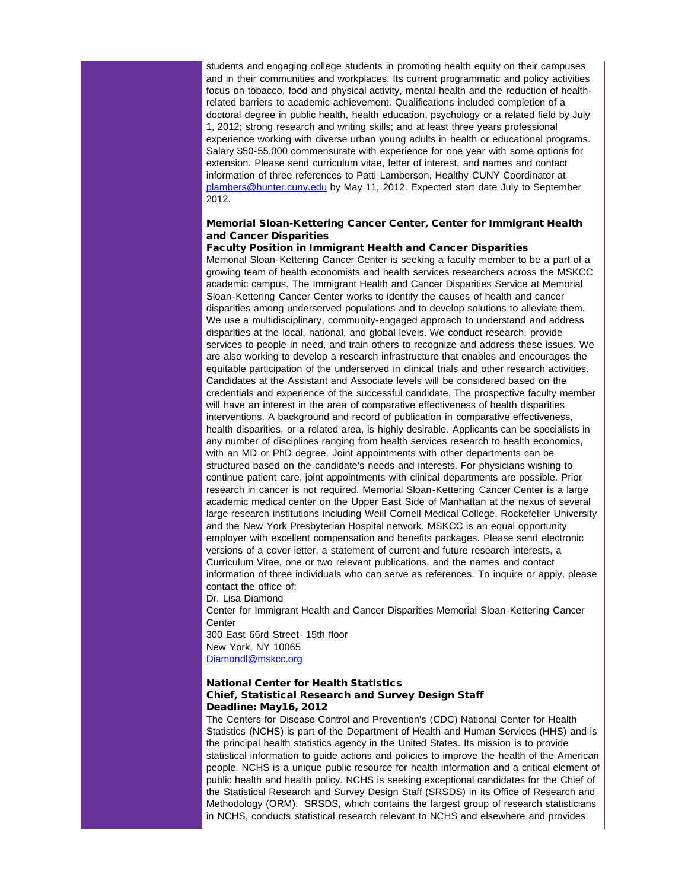students and engaging college students in promoting health equity on their campuses and in their communities and workplaces. Its current programmatic and policy activities focus on tobacco, food and physical activity, mental health and the reduction of health-related barriers to academic achievement. Qualifications included completion of a doctoral degree in public health, health education, psychology or a related field by July 1, 2012; strong research and writing skills; and at least three years professional experience working with diverse urban young adults in health or educational programs. Salary $50-55,000 commensurate with experience for one year with some options for extension. Please send curriculum vitae, letter of interest, and names and contact information of three references to Patti Lamberson, Healthy CUNY Coordinator at plambers@hunter.cuny.edu by May 11, 2012. Expected start date July to September 2012.

**Memorial Sloan-Kettering Cancer Center, Center for Immigrant Health and Cancer Disparities**
**Faculty Position in Immigrant Health and Cancer Disparities**

Memorial Sloan-Kettering Cancer Center is seeking a faculty member to be a part of a growing team of health economists and health services researchers across the MSKCC academic campus. The Immigrant Health and Cancer Disparities Service at Memorial Sloan-Kettering Cancer Center works to identify the causes of health and cancer disparities among underserved populations and to develop solutions to alleviate them. We use a multidisciplinary, community-engaged approach to understand and address disparities at the local, national, and global levels. We conduct research, provide services to people in need, and train others to recognize and address these issues. We are also working to develop a research infrastructure that enables and encourages the equitable participation of the underserved in clinical trials and other research activities. Candidates at the Assistant and Associate levels will be considered based on the credentials and experience of the successful candidate. The prospective faculty member will have an interest in the area of comparative effectiveness of health disparities interventions. A background and record of publication in comparative effectiveness, health disparities, or a related area, is highly desirable. Applicants can be specialists in any number of disciplines ranging from health services research to health economics, with an MD or PhD degree. Joint appointments with other departments can be structured based on the candidate's needs and interests. For physicians wishing to continue patient care, joint appointments with clinical departments are possible. Prior research in cancer is not required. Memorial Sloan-Kettering Cancer Center is a large academic medical center on the Upper East Side of Manhattan at the nexus of several large research institutions including Weill Cornell Medical College, Rockefeller University and the New York Presbyterian Hospital network. MSKCC is an equal opportunity employer with excellent compensation and benefits packages. Please send electronic versions of a cover letter, a statement of current and future research interests, a Curriculum Vitae, one or two relevant publications, and the names and contact information of three individuals who can serve as references. To inquire or apply, please contact the office of:

Dr. Lisa Diamond
Center for Immigrant Health and Cancer Disparities Memorial Sloan-Kettering Cancer Center
300 East 66rd Street- 15th floor
New York, NY 10065
Diamondl@mskcc.org

**National Center for Health Statistics**
**Chief, Statistical Research and Survey Design Staff**
**Deadline: May16, 2012**

The Centers for Disease Control and Prevention's (CDC) National Center for Health Statistics (NCHS) is part of the Department of Health and Human Services (HHS) and is the principal health statistics agency in the United States. Its mission is to provide statistical information to guide actions and policies to improve the health of the American people. NCHS is a unique public resource for health information and a critical element of public health and health policy. NCHS is seeking exceptional candidates for the Chief of the Statistical Research and Survey Design Staff (SRSDS) in its Office of Research and Methodology (ORM). SRSDS, which contains the largest group of research statisticians in NCHS, conducts statistical research relevant to NCHS and elsewhere and provides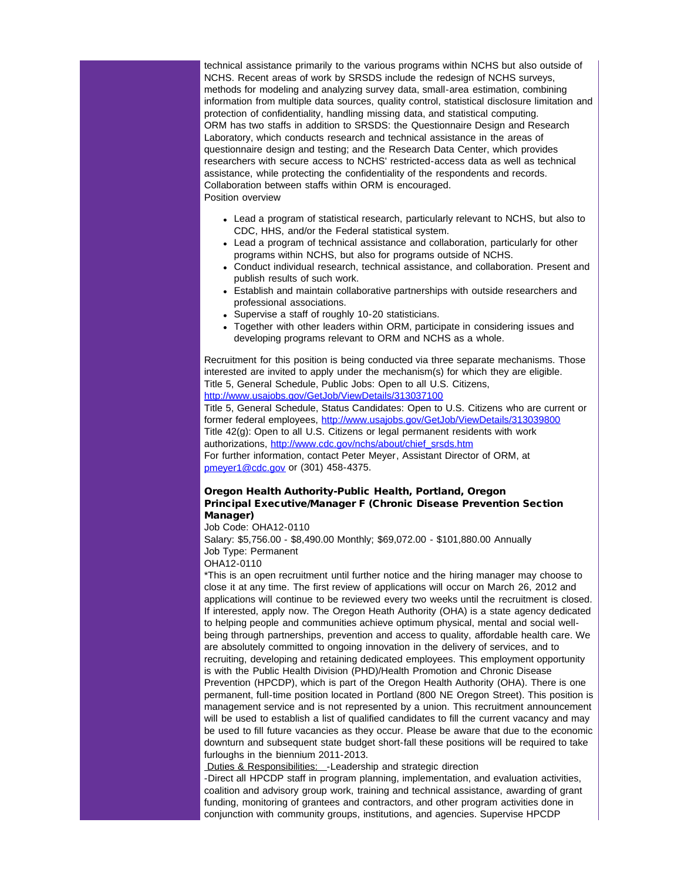technical assistance primarily to the various programs within NCHS but also outside of NCHS. Recent areas of work by SRSDS include the redesign of NCHS surveys, methods for modeling and analyzing survey data, small-area estimation, combining information from multiple data sources, quality control, statistical disclosure limitation and protection of confidentiality, handling missing data, and statistical computing.
ORM has two staffs in addition to SRSDS: the Questionnaire Design and Research Laboratory, which conducts research and technical assistance in the areas of questionnaire design and testing; and the Research Data Center, which provides researchers with secure access to NCHS' restricted-access data as well as technical assistance, while protecting the confidentiality of the respondents and records. Collaboration between staffs within ORM is encouraged.
Position overview

- Lead a program of statistical research, particularly relevant to NCHS, but also to CDC, HHS, and/or the Federal statistical system.
- Lead a program of technical assistance and collaboration, particularly for other programs within NCHS, but also for programs outside of NCHS.
- Conduct individual research, technical assistance, and collaboration. Present and publish results of such work.
- Establish and maintain collaborative partnerships with outside researchers and professional associations.
- Supervise a staff of roughly 10-20 statisticians.
- Together with other leaders within ORM, participate in considering issues and developing programs relevant to ORM and NCHS as a whole.

Recruitment for this position is being conducted via three separate mechanisms. Those interested are invited to apply under the mechanism(s) for which they are eligible.
Title 5, General Schedule, Public Jobs: Open to all U.S. Citizens, http://www.usajobs.gov/GetJob/ViewDetails/313037100
Title 5, General Schedule, Status Candidates: Open to U.S. Citizens who are current or former federal employees, http://www.usajobs.gov/GetJob/ViewDetails/313039800
Title 42(g): Open to all U.S. Citizens or legal permanent residents with work authorizations, http://www.cdc.gov/nchs/about/chief_srsds.htm
For further information, contact Peter Meyer, Assistant Director of ORM, at pmeyer1@cdc.gov or (301) 458-4375.

**Oregon Health Authority-Public Health, Portland, Oregon**
**Principal Executive/Manager F (Chronic Disease Prevention Section Manager)**

Job Code: OHA12-0110
Salary: $5,756.00 - $8,490.00 Monthly; $69,072.00 - $101,880.00 Annually
Job Type: Permanent
OHA12-0110
*This is an open recruitment until further notice and the hiring manager may choose to close it at any time. The first review of applications will occur on March 26, 2012 and applications will continue to be reviewed every two weeks until the recruitment is closed. If interested, apply now. The Oregon Heath Authority (OHA) is a state agency dedicated to helping people and communities achieve optimum physical, mental and social well-being through partnerships, prevention and access to quality, affordable health care. We are absolutely committed to ongoing innovation in the delivery of services, and to recruiting, developing and retaining dedicated employees. This employment opportunity is with the Public Health Division (PHD)/Health Promotion and Chronic Disease Prevention (HPCDP), which is part of the Oregon Health Authority (OHA). There is one permanent, full-time position located in Portland (800 NE Oregon Street). This position is management service and is not represented by a union. This recruitment announcement will be used to establish a list of qualified candidates to fill the current vacancy and may be used to fill future vacancies as they occur. Please be aware that due to the economic downturn and subsequent state budget short-fall these positions will be required to take furloughs in the biennium 2011-2013.
Duties & Responsibilities: -Leadership and strategic direction
-Direct all HPCDP staff in program planning, implementation, and evaluation activities, coalition and advisory group work, training and technical assistance, awarding of grant funding, monitoring of grantees and contractors, and other program activities done in conjunction with community groups, institutions, and agencies. Supervise HPCDP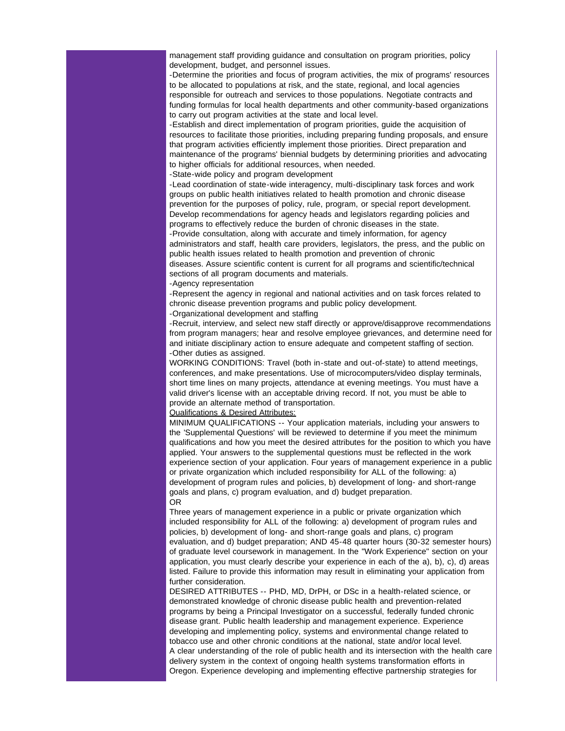management staff providing guidance and consultation on program priorities, policy development, budget, and personnel issues.

-Determine the priorities and focus of program activities, the mix of programs' resources to be allocated to populations at risk, and the state, regional, and local agencies responsible for outreach and services to those populations. Negotiate contracts and funding formulas for local health departments and other community-based organizations to carry out program activities at the state and local level.

-Establish and direct implementation of program priorities, guide the acquisition of resources to facilitate those priorities, including preparing funding proposals, and ensure that program activities efficiently implement those priorities. Direct preparation and maintenance of the programs' biennial budgets by determining priorities and advocating to higher officials for additional resources, when needed.

-State-wide policy and program development

-Lead coordination of state-wide interagency, multi-disciplinary task forces and work groups on public health initiatives related to health promotion and chronic disease prevention for the purposes of policy, rule, program, or special report development. Develop recommendations for agency heads and legislators regarding policies and programs to effectively reduce the burden of chronic diseases in the state.

-Provide consultation, along with accurate and timely information, for agency administrators and staff, health care providers, legislators, the press, and the public on public health issues related to health promotion and prevention of chronic diseases. Assure scientific content is current for all programs and scientific/technical sections of all program documents and materials.

-Agency representation

-Represent the agency in regional and national activities and on task forces related to chronic disease prevention programs and public policy development.

-Organizational development and staffing

-Recruit, interview, and select new staff directly or approve/disapprove recommendations from program managers; hear and resolve employee grievances, and determine need for and initiate disciplinary action to ensure adequate and competent staffing of section.

-Other duties as assigned.

WORKING CONDITIONS: Travel (both in-state and out-of-state) to attend meetings, conferences, and make presentations. Use of microcomputers/video display terminals, short time lines on many projects, attendance at evening meetings. You must have a valid driver's license with an acceptable driving record. If not, you must be able to provide an alternate method of transportation.

Qualifications & Desired Attributes:

MINIMUM QUALIFICATIONS -- Your application materials, including your answers to the 'Supplemental Questions' will be reviewed to determine if you meet the minimum qualifications and how you meet the desired attributes for the position to which you have applied. Your answers to the supplemental questions must be reflected in the work experience section of your application. Four years of management experience in a public or private organization which included responsibility for ALL of the following: a) development of program rules and policies, b) development of long- and short-range goals and plans, c) program evaluation, and d) budget preparation.

OR

Three years of management experience in a public or private organization which included responsibility for ALL of the following: a) development of program rules and policies, b) development of long- and short-range goals and plans, c) program evaluation, and d) budget preparation; AND 45-48 quarter hours (30-32 semester hours) of graduate level coursework in management. In the "Work Experience" section on your application, you must clearly describe your experience in each of the a), b), c), d) areas listed. Failure to provide this information may result in eliminating your application from further consideration.

DESIRED ATTRIBUTES -- PHD, MD, DrPH, or DSc in a health-related science, or demonstrated knowledge of chronic disease public health and prevention-related programs by being a Principal Investigator on a successful, federally funded chronic disease grant. Public health leadership and management experience. Experience developing and implementing policy, systems and environmental change related to tobacco use and other chronic conditions at the national, state and/or local level. A clear understanding of the role of public health and its intersection with the health care delivery system in the context of ongoing health systems transformation efforts in Oregon. Experience developing and implementing effective partnership strategies for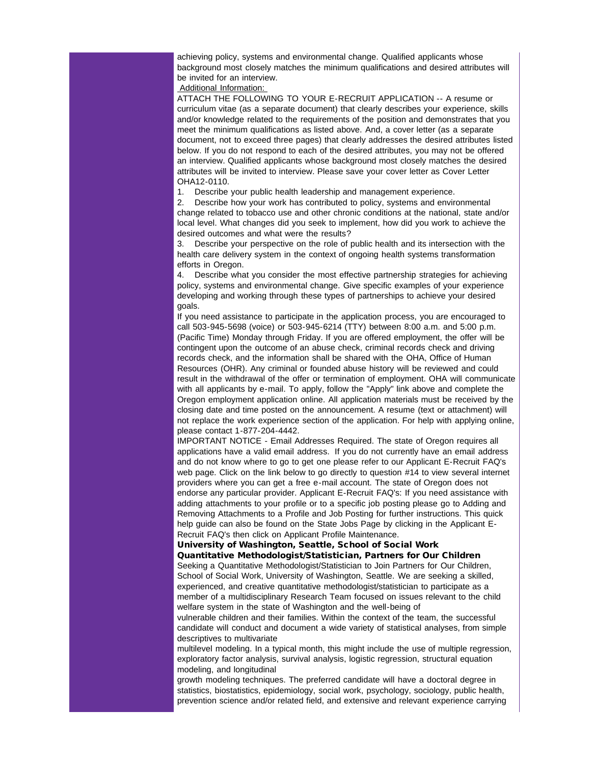achieving policy, systems and environmental change. Qualified applicants whose background most closely matches the minimum qualifications and desired attributes will be invited for an interview.

Additional Information:

ATTACH THE FOLLOWING TO YOUR E-RECRUIT APPLICATION -- A resume or curriculum vitae (as a separate document) that clearly describes your experience, skills and/or knowledge related to the requirements of the position and demonstrates that you meet the minimum qualifications as listed above. And, a cover letter (as a separate document, not to exceed three pages) that clearly addresses the desired attributes listed below. If you do not respond to each of the desired attributes, you may not be offered an interview. Qualified applicants whose background most closely matches the desired attributes will be invited to interview. Please save your cover letter as Cover Letter OHA12-0110.

1. Describe your public health leadership and management experience.
2. Describe how your work has contributed to policy, systems and environmental change related to tobacco use and other chronic conditions at the national, state and/or local level. What changes did you seek to implement, how did you work to achieve the desired outcomes and what were the results?
3. Describe your perspective on the role of public health and its intersection with the health care delivery system in the context of ongoing health systems transformation efforts in Oregon.
4. Describe what you consider the most effective partnership strategies for achieving policy, systems and environmental change. Give specific examples of your experience developing and working through these types of partnerships to achieve your desired goals.

If you need assistance to participate in the application process, you are encouraged to call 503-945-5698 (voice) or 503-945-6214 (TTY) between 8:00 a.m. and 5:00 p.m. (Pacific Time) Monday through Friday. If you are offered employment, the offer will be contingent upon the outcome of an abuse check, criminal records check and driving records check, and the information shall be shared with the OHA, Office of Human Resources (OHR). Any criminal or founded abuse history will be reviewed and could result in the withdrawal of the offer or termination of employment. OHA will communicate with all applicants by e-mail. To apply, follow the "Apply" link above and complete the Oregon employment application online. All application materials must be received by the closing date and time posted on the announcement. A resume (text or attachment) will not replace the work experience section of the application. For help with applying online, please contact 1-877-204-4442.

IMPORTANT NOTICE - Email Addresses Required. The state of Oregon requires all applications have a valid email address. If you do not currently have an email address and do not know where to go to get one please refer to our Applicant E-Recruit FAQ's web page. Click on the link below to go directly to question #14 to view several internet providers where you can get a free e-mail account. The state of Oregon does not endorse any particular provider. Applicant E-Recruit FAQ's: If you need assistance with adding attachments to your profile or to a specific job posting please go to Adding and Removing Attachments to a Profile and Job Posting for further instructions. This quick help guide can also be found on the State Jobs Page by clicking in the Applicant E-Recruit FAQ's then click on Applicant Profile Maintenance.

**University of Washington, Seattle, School of Social Work**
**Quantitative Methodologist/Statistician, Partners for Our Children**

Seeking a Quantitative Methodologist/Statistician to Join Partners for Our Children, School of Social Work, University of Washington, Seattle. We are seeking a skilled, experienced, and creative quantitative methodologist/statistician to participate as a member of a multidisciplinary Research Team focused on issues relevant to the child welfare system in the state of Washington and the well-being of vulnerable children and their families. Within the context of the team, the successful candidate will conduct and document a wide variety of statistical analyses, from simple descriptives to multivariate multilevel modeling. In a typical month, this might include the use of multiple regression, exploratory factor analysis, survival analysis, logistic regression, structural equation modeling, and longitudinal growth modeling techniques. The preferred candidate will have a doctoral degree in statistics, biostatistics, epidemiology, social work, psychology, sociology, public health, prevention science and/or related field, and extensive and relevant experience carrying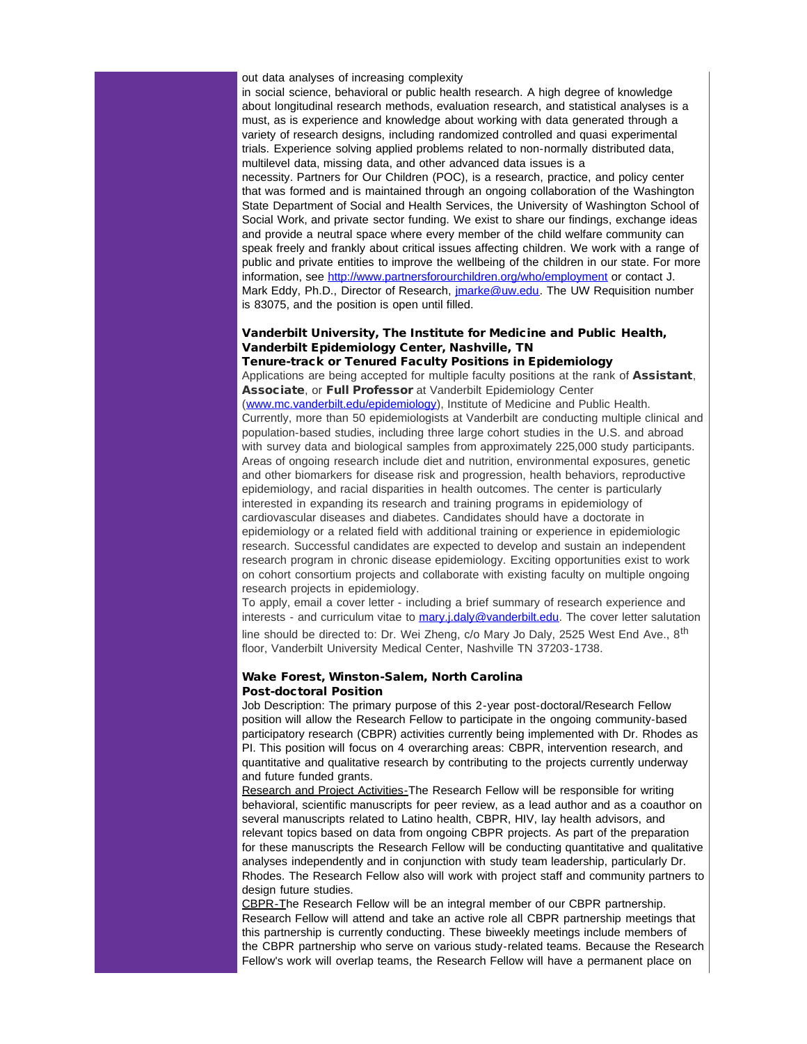out data analyses of increasing complexity

in social science, behavioral or public health research. A high degree of knowledge about longitudinal research methods, evaluation research, and statistical analyses is a must, as is experience and knowledge about working with data generated through a variety of research designs, including randomized controlled and quasi experimental trials. Experience solving applied problems related to non-normally distributed data, multilevel data, missing data, and other advanced data issues is a

necessity. Partners for Our Children (POC), is a research, practice, and policy center that was formed and is maintained through an ongoing collaboration of the Washington State Department of Social and Health Services, the University of Washington School of Social Work, and private sector funding. We exist to share our findings, exchange ideas and provide a neutral space where every member of the child welfare community can speak freely and frankly about critical issues affecting children. We work with a range of public and private entities to improve the wellbeing of the children in our state. For more information, see [http://www.partnersforourchildren.org/who/employment](http://www.partnersforourchildren.org/who/employment) or contact J. Mark Eddy, Ph.D., Director of Research, [jmarke@uw.edu](mailto:jmarke@uw.edu). The UW Requisition number is 83075, and the position is open until filled.

**Vanderbilt University, The Institute for Medicine and Public Health, Vanderbilt Epidemiology Center, Nashville, TN**
**Tenure-track or Tenured Faculty Positions in Epidemiology**

Applications are being accepted for multiple faculty positions at the rank of **Assistant**, **Associate**, or **Full Professor** at Vanderbilt Epidemiology Center ([www.mc.vanderbilt.edu/epidemiology](http://www.mc.vanderbilt.edu/epidemiology)), Institute of Medicine and Public Health. Currently, more than 50 epidemiologists at Vanderbilt are conducting multiple clinical and population-based studies, including three large cohort studies in the U.S. and abroad with survey data and biological samples from approximately 225,000 study participants. Areas of ongoing research include diet and nutrition, environmental exposures, genetic and other biomarkers for disease risk and progression, health behaviors, reproductive epidemiology, and racial disparities in health outcomes. The center is particularly interested in expanding its research and training programs in epidemiology of cardiovascular diseases and diabetes. Candidates should have a doctorate in epidemiology or a related field with additional training or experience in epidemiologic research. Successful candidates are expected to develop and sustain an independent research program in chronic disease epidemiology. Exciting opportunities exist to work on cohort consortium projects and collaborate with existing faculty on multiple ongoing research projects in epidemiology.

To apply, email a cover letter - including a brief summary of research experience and interests - and curriculum vitae to [mary.j.daly@vanderbilt.edu](mailto:mary.j.daly@vanderbilt.edu). The cover letter salutation line should be directed to: Dr. Wei Zheng, c/o Mary Jo Daly, 2525 West End Ave., 8th floor, Vanderbilt University Medical Center, Nashville TN 37203-1738.

**Wake Forest, Winston-Salem, North Carolina**
**Post-doctoral Position**

Job Description: The primary purpose of this 2-year post-doctoral/Research Fellow position will allow the Research Fellow to participate in the ongoing community-based participatory research (CBPR) activities currently being implemented with Dr. Rhodes as PI. This position will focus on 4 overarching areas: CBPR, intervention research, and quantitative and qualitative research by contributing to the projects currently underway and future funded grants.

Research and Project Activities-The Research Fellow will be responsible for writing behavioral, scientific manuscripts for peer review, as a lead author and as a coauthor on several manuscripts related to Latino health, CBPR, HIV, lay health advisors, and relevant topics based on data from ongoing CBPR projects. As part of the preparation for these manuscripts the Research Fellow will be conducting quantitative and qualitative analyses independently and in conjunction with study team leadership, particularly Dr. Rhodes. The Research Fellow also will work with project staff and community partners to design future studies.

CBPR-The Research Fellow will be an integral member of our CBPR partnership. Research Fellow will attend and take an active role all CBPR partnership meetings that this partnership is currently conducting. These biweekly meetings include members of the CBPR partnership who serve on various study-related teams. Because the Research Fellow's work will overlap teams, the Research Fellow will have a permanent place on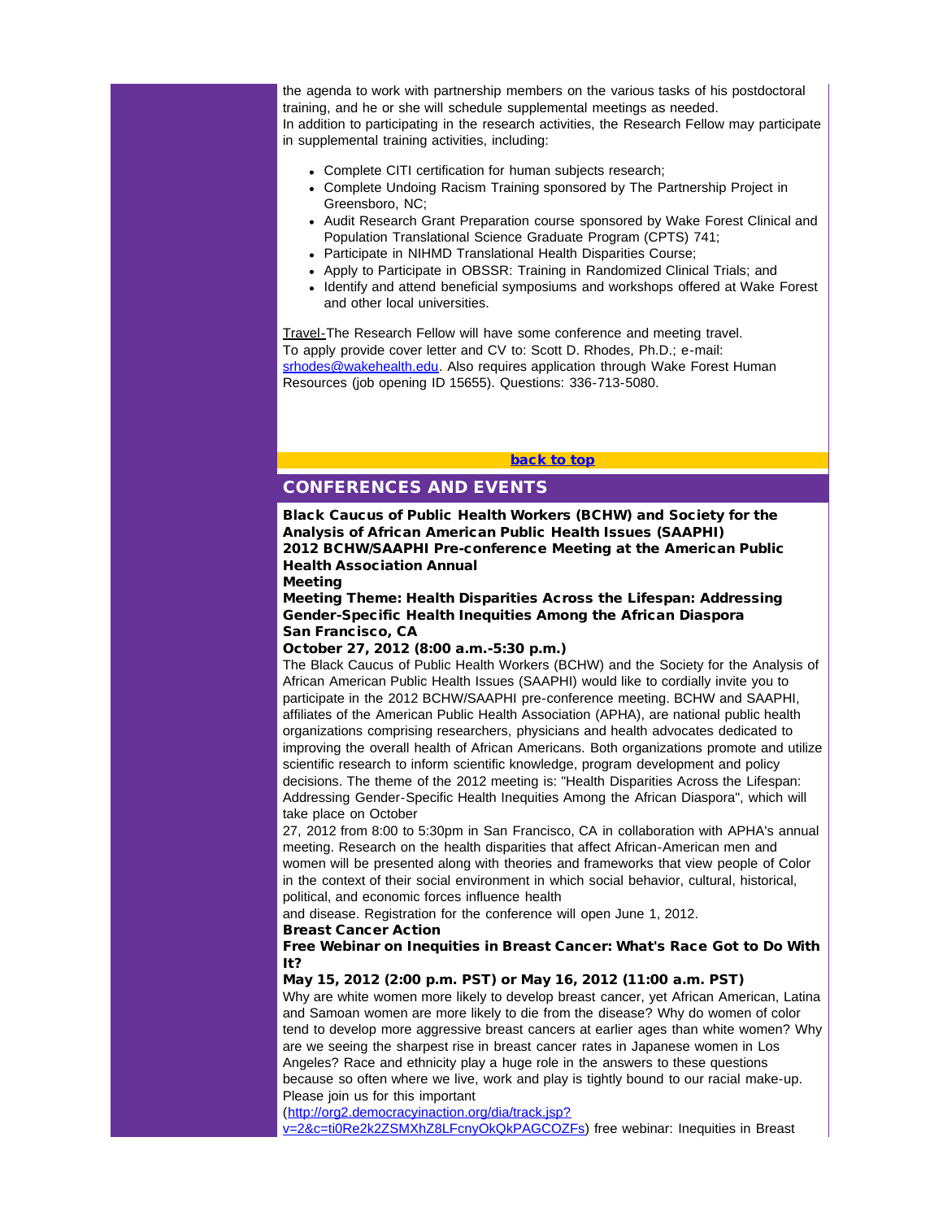the agenda to work with partnership members on the various tasks of his postdoctoral training, and he or she will schedule supplemental meetings as needed.
In addition to participating in the research activities, the Research Fellow may participate in supplemental training activities, including:

- Complete CITI certification for human subjects research;
- Complete Undoing Racism Training sponsored by The Partnership Project in Greensboro, NC;
- Audit Research Grant Preparation course sponsored by Wake Forest Clinical and Population Translational Science Graduate Program (CPTS) 741;
- Participate in NIHMD Translational Health Disparities Course;
- Apply to Participate in OBSSR: Training in Randomized Clinical Trials; and
- Identify and attend beneficial symposiums and workshops offered at Wake Forest and other local universities.

Travel-The Research Fellow will have some conference and meeting travel.
To apply provide cover letter and CV to: Scott D. Rhodes, Ph.D.; e-mail: srhodes@wakehealth.edu. Also requires application through Wake Forest Human Resources (job opening ID 15655). Questions: 336-713-5080.

**back to top**

## CONFERENCES AND EVENTS

**Black Caucus of Public Health Workers (BCHW) and Society for the Analysis of African American Public Health Issues (SAAPHI)**
**2012 BCHW/SAAPHI Pre-conference Meeting at the American Public Health Association Annual Meeting**
**Meeting Theme: Health Disparities Across the Lifespan: Addressing Gender-Specific Health Inequities Among the African Diaspora**
**San Francisco, CA**
**October 27, 2012 (8:00 a.m.-5:30 p.m.)**

The Black Caucus of Public Health Workers (BCHW) and the Society for the Analysis of African American Public Health Issues (SAAPHI) would like to cordially invite you to participate in the 2012 BCHW/SAAPHI pre-conference meeting. BCHW and SAAPHI, affiliates of the American Public Health Association (APHA), are national public health organizations comprising researchers, physicians and health advocates dedicated to improving the overall health of African Americans. Both organizations promote and utilize scientific research to inform scientific knowledge, program development and policy decisions. The theme of the 2012 meeting is: "Health Disparities Across the Lifespan: Addressing Gender-Specific Health Inequities Among the African Diaspora", which will take place on October 27, 2012 from 8:00 to 5:30pm in San Francisco, CA in collaboration with APHA's annual meeting. Research on the health disparities that affect African-American men and women will be presented along with theories and frameworks that view people of Color in the context of their social environment in which social behavior, cultural, historical, political, and economic forces influence health and disease. Registration for the conference will open June 1, 2012.

**Breast Cancer Action**
**Free Webinar on Inequities in Breast Cancer: What's Race Got to Do With It?**
**May 15, 2012 (2:00 p.m. PST) or May 16, 2012 (11:00 a.m. PST)**

Why are white women more likely to develop breast cancer, yet African American, Latina and Samoan women are more likely to die from the disease? Why do women of color tend to develop more aggressive breast cancers at earlier ages than white women? Why are we seeing the sharpest rise in breast cancer rates in Japanese women in Los Angeles? Race and ethnicity play a huge role in the answers to these questions because so often where we live, work and play is tightly bound to our racial make-up. Please join us for this important (http://org2.democracyinaction.org/dia/track.jsp?v=2&c=ti0Re2k2ZSMXhZ8LFcnyOkQkPAGCOZFs) free webinar: Inequities in Breast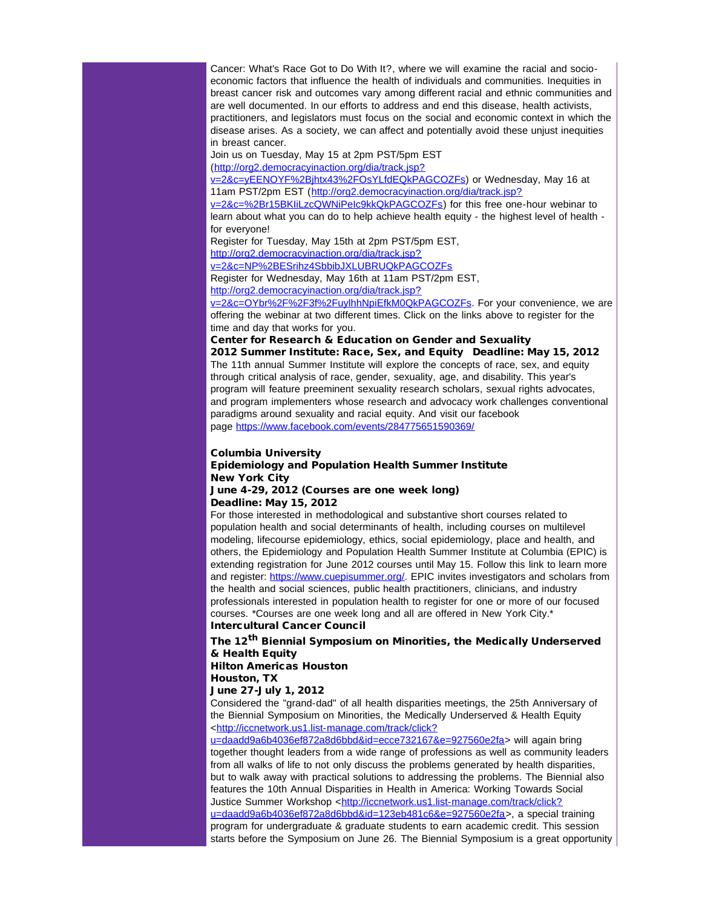Cancer: What's Race Got to Do With It?, where we will examine the racial and socio-economic factors that influence the health of individuals and communities. Inequities in breast cancer risk and outcomes vary among different racial and ethnic communities and are well documented. In our efforts to address and end this disease, health activists, practitioners, and legislators must focus on the social and economic context in which the disease arises. As a society, we can affect and potentially avoid these unjust inequities in breast cancer.

Join us on Tuesday, May 15 at 2pm PST/5pm EST (http://org2.democracyinaction.org/dia/track.jsp?v=2&c=yEENOYF%2Bjhtx43%2FOsYLfdEQkPAGCOZFs) or Wednesday, May 16 at 11am PST/2pm EST (http://org2.democracyinaction.org/dia/track.jsp?v=2&c=%2Br15BKIiLzcQWNiPelc9kkQkPAGCOZFs) for this free one-hour webinar to learn about what you can do to help achieve health equity - the highest level of health - for everyone!

Register for Tuesday, May 15th at 2pm PST/5pm EST, http://org2.democracyinaction.org/dia/track.jsp?v=2&c=NP%2BESrihz4SbbibJXLUBRUQkPAGCOZFs

Register for Wednesday, May 16th at 11am PST/2pm EST, http://org2.democracyinaction.org/dia/track.jsp?v=2&c=OYbr%2F%2F3f%2FuylhhNpiEfkM0QkPAGCOZFs. For your convenience, we are offering the webinar at two different times. Click on the links above to register for the time and day that works for you.

**Center for Research & Education on Gender and Sexuality**
**2012 Summer Institute: Race, Sex, and Equity Deadline: May 15, 2012**

The 11th annual Summer Institute will explore the concepts of race, sex, and equity through critical analysis of race, gender, sexuality, age, and disability. This year's program will feature preeminent sexuality research scholars, sexual rights advocates, and program implementers whose research and advocacy work challenges conventional paradigms around sexuality and racial equity. And visit our facebook page https://www.facebook.com/events/284775651590369/

**Columbia University**
**Epidemiology and Population Health Summer Institute**
**New York City**
**June 4-29, 2012 (Courses are one week long)**
**Deadline: May 15, 2012**

For those interested in methodological and substantive short courses related to population health and social determinants of health, including courses on multilevel modeling, lifecourse epidemiology, ethics, social epidemiology, place and health, and others, the Epidemiology and Population Health Summer Institute at Columbia (EPIC) is extending registration for June 2012 courses until May 15. Follow this link to learn more and register: https://www.cuepisummer.org/. EPIC invites investigators and scholars from the health and social sciences, public health practitioners, clinicians, and industry professionals interested in population health to register for one or more of our focused courses. *Courses are one week long and all are offered in New York City.*

**Intercultural Cancer Council**
**The 12th Biennial Symposium on Minorities, the Medically Underserved & Health Equity**
**Hilton Americas Houston**
**Houston, TX**
**June 27-July 1, 2012**

Considered the "grand-dad" of all health disparities meetings, the 25th Anniversary of the Biennial Symposium on Minorities, the Medically Underserved & Health Equity <http://iccnetwork.us1.list-manage.com/track/click?u=daadd9a6b4036ef872a8d6bbd&id=ecce732167&e=927560e2fa> will again bring together thought leaders from a wide range of professions as well as community leaders from all walks of life to not only discuss the problems generated by health disparities, but to walk away with practical solutions to addressing the problems. The Biennial also features the 10th Annual Disparities in Health in America: Working Towards Social Justice Summer Workshop <http://iccnetwork.us1.list-manage.com/track/click?u=daadd9a6b4036ef872a8d6bbd&id=123eb481c6&e=927560e2fa>, a special training program for undergraduate & graduate students to earn academic credit. This session starts before the Symposium on June 26. The Biennial Symposium is a great opportunity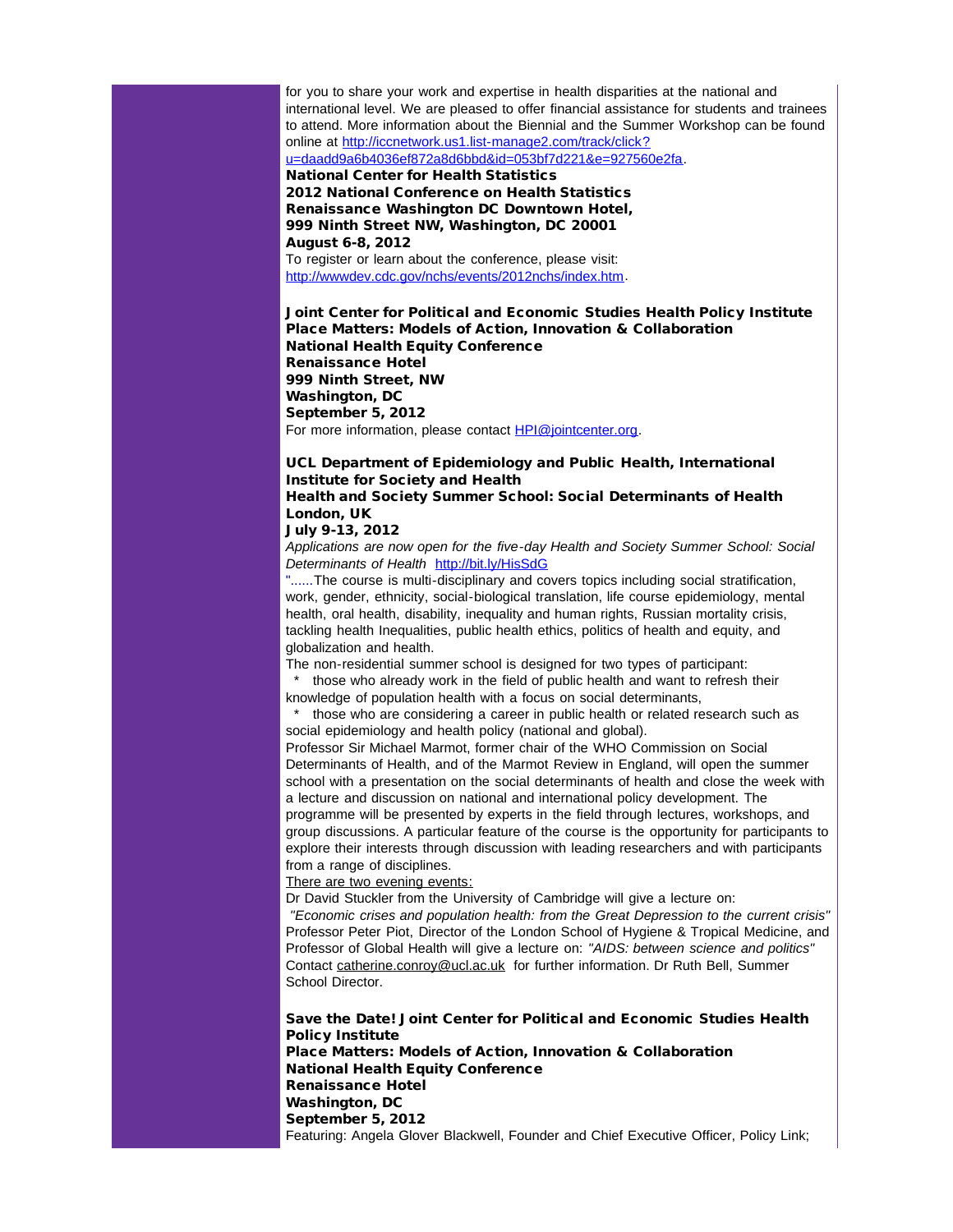for you to share your work and expertise in health disparities at the national and international level. We are pleased to offer financial assistance for students and trainees to attend. More information about the Biennial and the Summer Workshop can be found online at [http://iccnetwork.us1.list-manage2.com/track/click?u=daadd9a6b4036ef872a8d6bbd&id=053bf7d221&e=927560e2fa](http://iccnetwork.us1.list-manage2.com/track/click?u=daadd9a6b4036ef872a8d6bbd&id=053bf7d221&e=927560e2fa).

**National Center for Health Statistics**
**2012 National Conference on Health Statistics**
**Renaissance Washington DC Downtown Hotel,**
**999 Ninth Street NW, Washington, DC 20001**
**August 6-8, 2012**
To register or learn about the conference, please visit: [http://wwwdev.cdc.gov/nchs/events/2012nchs/index.htm](http://wwwdev.cdc.gov/nchs/events/2012nchs/index.htm).

**Joint Center for Political and Economic Studies Health Policy Institute**
**Place Matters: Models of Action, Innovation & Collaboration**
**National Health Equity Conference**
**Renaissance Hotel**
**999 Ninth Street, NW**
**Washington, DC**
**September 5, 2012**
For more information, please contact [HPI@jointcenter.org](mailto:HPI@jointcenter.org).

**UCL Department of Epidemiology and Public Health, International Institute for Society and Health**
**Health and Society Summer School: Social Determinants of Health**
**London, UK**
**July 9-13, 2012**
*Applications are now open for the five-day Health and Society Summer School: Social Determinants of Health* [http://bit.ly/HisSdG](http://bit.ly/HisSdG)
"......The course is multi-disciplinary and covers topics including social stratification, work, gender, ethnicity, social-biological translation, life course epidemiology, mental health, oral health, disability, inequality and human rights, Russian mortality crisis, tackling health Inequalities, public health ethics, politics of health and equity, and globalization and health.
The non-residential summer school is designed for two types of participant:

- those who already work in the field of public health and want to refresh their knowledge of population health with a focus on social determinants,
- those who are considering a career in public health or related research such as social epidemiology and health policy (national and global).

Professor Sir Michael Marmot, former chair of the WHO Commission on Social Determinants of Health, and of the Marmot Review in England, will open the summer school with a presentation on the social determinants of health and close the week with a lecture and discussion on national and international policy development. The programme will be presented by experts in the field through lectures, workshops, and group discussions. A particular feature of the course is the opportunity for participants to explore their interests through discussion with leading researchers and with participants from a range of disciplines.
There are two evening events:
Dr David Stuckler from the University of Cambridge will give a lecture on:
*"Economic crises and population health: from the Great Depression to the current crisis"*
Professor Peter Piot, Director of the London School of Hygiene & Tropical Medicine, and Professor of Global Health will give a lecture on: *"AIDS: between science and politics"*
Contact [catherine.conroy@ucl.ac.uk](mailto:catherine.conroy@ucl.ac.uk) for further information. Dr Ruth Bell, Summer School Director.

**Save the Date! Joint Center for Political and Economic Studies Health Policy Institute**
**Place Matters: Models of Action, Innovation & Collaboration**
**National Health Equity Conference**
**Renaissance Hotel**
**Washington, DC**
**September 5, 2012**
Featuring: Angela Glover Blackwell, Founder and Chief Executive Officer, Policy Link;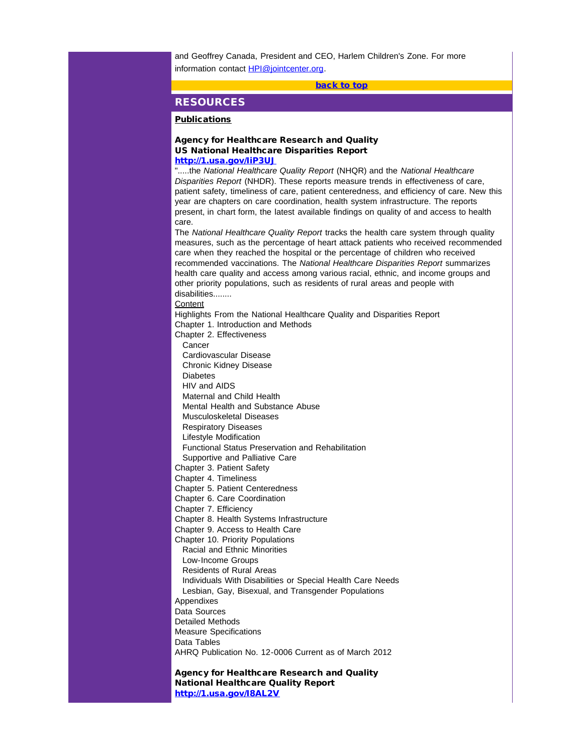and Geoffrey Canada, President and CEO, Harlem Children's Zone. For more information contact HPI@jointcenter.org.

**back to top**

## RESOURCES

**Publications**

**Agency for Healthcare Research and Quality**
**US National Healthcare Disparities Report**
**http://1.usa.gov/IiP3UJ**

".....the *National Healthcare Quality Report* (NHQR) and the *National Healthcare Disparities Report* (NHDR). These reports measure trends in effectiveness of care, patient safety, timeliness of care, patient centeredness, and efficiency of care. New this year are chapters on care coordination, health system infrastructure. The reports present, in chart form, the latest available findings on quality of and access to health care.

The *National Healthcare Quality Report* tracks the health care system through quality measures, such as the percentage of heart attack patients who received recommended care when they reached the hospital or the percentage of children who received recommended vaccinations. The *National Healthcare Disparities Report* summarizes health care quality and access among various racial, ethnic, and income groups and other priority populations, such as residents of rural areas and people with disabilities........

Content

Highlights From the National Healthcare Quality and Disparities Report
Chapter 1. Introduction and Methods
Chapter 2. Effectiveness
- Cancer
- Cardiovascular Disease
- Chronic Kidney Disease
- Diabetes
- HIV and AIDS
- Maternal and Child Health
- Mental Health and Substance Abuse
- Musculoskeletal Diseases
- Respiratory Diseases
- Lifestyle Modification
- Functional Status Preservation and Rehabilitation
- Supportive and Palliative Care

Chapter 3. Patient Safety
Chapter 4. Timeliness
Chapter 5. Patient Centeredness
Chapter 6. Care Coordination
Chapter 7. Efficiency
Chapter 8. Health Systems Infrastructure
Chapter 9. Access to Health Care
Chapter 10. Priority Populations
- Racial and Ethnic Minorities
- Low-Income Groups
- Residents of Rural Areas
- Individuals With Disabilities or Special Health Care Needs
- Lesbian, Gay, Bisexual, and Transgender Populations

Appendixes
Data Sources
Detailed Methods
Measure Specifications
Data Tables
AHRQ Publication No. 12-0006 Current as of March 2012

**Agency for Healthcare Research and Quality**
**National Healthcare Quality Report**
**http://1.usa.gov/I8AL2V**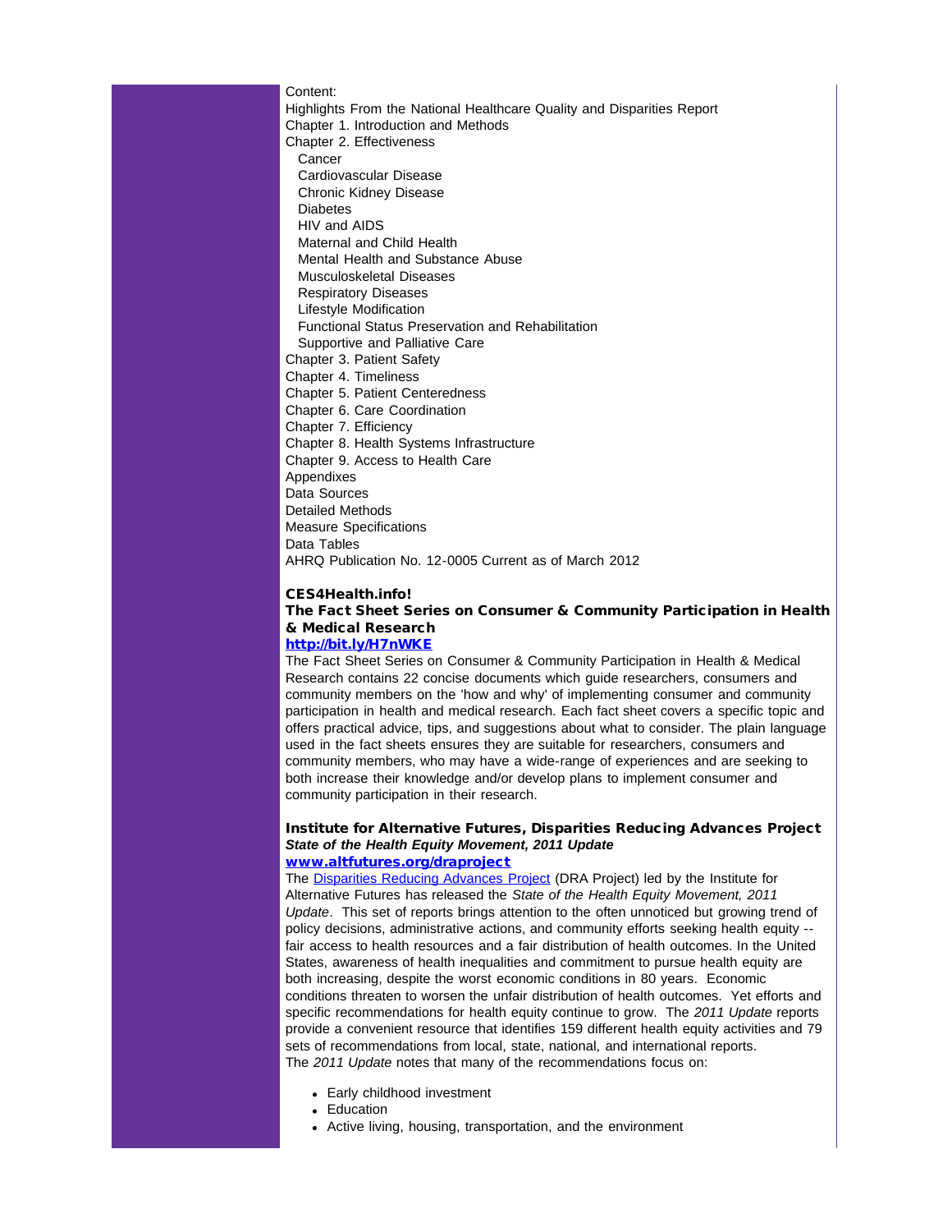Content:
Highlights From the National Healthcare Quality and Disparities Report
Chapter 1. Introduction and Methods
Chapter 2. Effectiveness
  Cancer
  Cardiovascular Disease
  Chronic Kidney Disease
  Diabetes
  HIV and AIDS
  Maternal and Child Health
  Mental Health and Substance Abuse
  Musculoskeletal Diseases
  Respiratory Diseases
  Lifestyle Modification
  Functional Status Preservation and Rehabilitation
  Supportive and Palliative Care
Chapter 3. Patient Safety
Chapter 4. Timeliness
Chapter 5. Patient Centeredness
Chapter 6. Care Coordination
Chapter 7. Efficiency
Chapter 8. Health Systems Infrastructure
Chapter 9. Access to Health Care
Appendixes
Data Sources
Detailed Methods
Measure Specifications
Data Tables
AHRQ Publication No. 12-0005 Current as of March 2012

**CES4Health.info!**
**The Fact Sheet Series on Consumer & Community Participation in Health & Medical Research**
**http://bit.ly/H7nWKE**
The Fact Sheet Series on Consumer & Community Participation in Health & Medical Research contains 22 concise documents which guide researchers, consumers and community members on the 'how and why' of implementing consumer and community participation in health and medical research. Each fact sheet covers a specific topic and offers practical advice, tips, and suggestions about what to consider. The plain language used in the fact sheets ensures they are suitable for researchers, consumers and community members, who may have a wide-range of experiences and are seeking to both increase their knowledge and/or develop plans to implement consumer and community participation in their research.

**Institute for Alternative Futures, Disparities Reducing Advances Project**
***State of the Health Equity Movement, 2011 Update***
**www.altfutures.org/draproject**
The Disparities Reducing Advances Project (DRA Project) led by the Institute for Alternative Futures has released the *State of the Health Equity Movement, 2011 Update*. This set of reports brings attention to the often unnoticed but growing trend of policy decisions, administrative actions, and community efforts seeking health equity -- fair access to health resources and a fair distribution of health outcomes. In the United States, awareness of health inequalities and commitment to pursue health equity are both increasing, despite the worst economic conditions in 80 years. Economic conditions threaten to worsen the unfair distribution of health outcomes. Yet efforts and specific recommendations for health equity continue to grow. The *2011 Update* reports provide a convenient resource that identifies 159 different health equity activities and 79 sets of recommendations from local, state, national, and international reports.
The *2011 Update* notes that many of the recommendations focus on:

- Early childhood investment
- Education
- Active living, housing, transportation, and the environment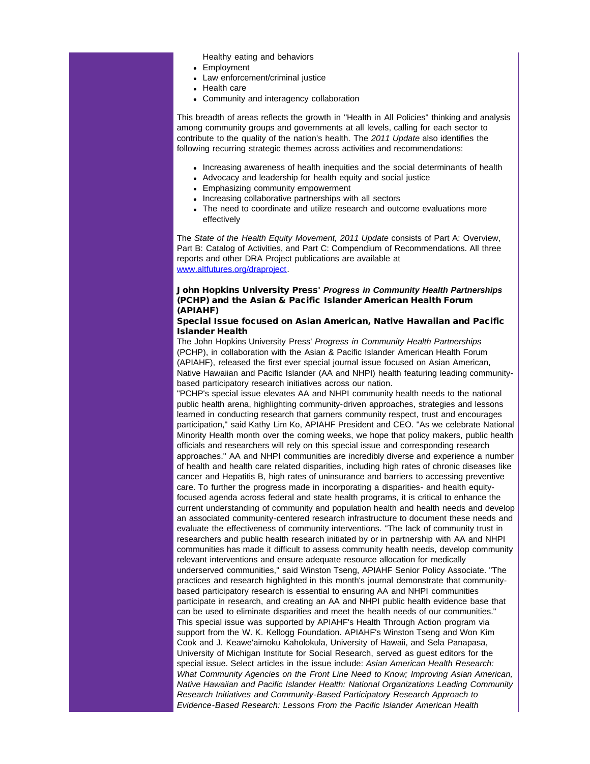Healthy eating and behaviors

- Employment
- Law enforcement/criminal justice
- Health care
- Community and interagency collaboration

This breadth of areas reflects the growth in "Health in All Policies" thinking and analysis among community groups and governments at all levels, calling for each sector to contribute to the quality of the nation's health. The *2011 Update* also identifies the following recurring strategic themes across activities and recommendations:

- Increasing awareness of health inequities and the social determinants of health
- Advocacy and leadership for health equity and social justice
- Emphasizing community empowerment
- Increasing collaborative partnerships with all sectors
- The need to coordinate and utilize research and outcome evaluations more effectively

The *State of the Health Equity Movement, 2011 Update* consists of Part A: Overview, Part B: Catalog of Activities, and Part C: Compendium of Recommendations. All three reports and other DRA Project publications are available at [www.altfutures.org/draproject](www.altfutures.org/draproject).

### John Hopkins University Press' *Progress in Community Health Partnerships* (PCHP) and the Asian & Pacific Islander American Health Forum (APIAHF)

### Special Issue focused on Asian American, Native Hawaiian and Pacific Islander Health

The John Hopkins University Press' *Progress in Community Health Partnerships* (PCHP), in collaboration with the Asian & Pacific Islander American Health Forum (APIAHF), released the first ever special journal issue focused on Asian American, Native Hawaiian and Pacific Islander (AA and NHPI) health featuring leading community-based participatory research initiatives across our nation.

"PCHP's special issue elevates AA and NHPI community health needs to the national public health arena, highlighting community-driven approaches, strategies and lessons learned in conducting research that garners community respect, trust and encourages participation," said Kathy Lim Ko, APIAHF President and CEO. "As we celebrate National Minority Health month over the coming weeks, we hope that policy makers, public health officials and researchers will rely on this special issue and corresponding research approaches." AA and NHPI communities are incredibly diverse and experience a number of health and health care related disparities, including high rates of chronic diseases like cancer and Hepatitis B, high rates of uninsurance and barriers to accessing preventive care. To further the progress made in incorporating a disparities- and health equity-focused agenda across federal and state health programs, it is critical to enhance the current understanding of community and population health and health needs and develop an associated community-centered research infrastructure to document these needs and evaluate the effectiveness of community interventions. "The lack of community trust in researchers and public health research initiated by or in partnership with AA and NHPI communities has made it difficult to assess community health needs, develop community relevant interventions and ensure adequate resource allocation for medically underserved communities," said Winston Tseng, APIAHF Senior Policy Associate. "The practices and research highlighted in this month's journal demonstrate that community-based participatory research is essential to ensuring AA and NHPI communities participate in research, and creating an AA and NHPI public health evidence base that can be used to eliminate disparities and meet the health needs of our communities." This special issue was supported by APIAHF's Health Through Action program via support from the W. K. Kellogg Foundation. APIAHF's Winston Tseng and Won Kim Cook and J. Keawe'aimoku Kaholokula, University of Hawaii, and Sela Panapasa, University of Michigan Institute for Social Research, served as guest editors for the special issue. Select articles in the issue include: *Asian American Health Research: What Community Agencies on the Front Line Need to Know; Improving Asian American, Native Hawaiian and Pacific Islander Health: National Organizations Leading Community Research Initiatives and Community-Based Participatory Research Approach to Evidence-Based Research: Lessons From the Pacific Islander American Health*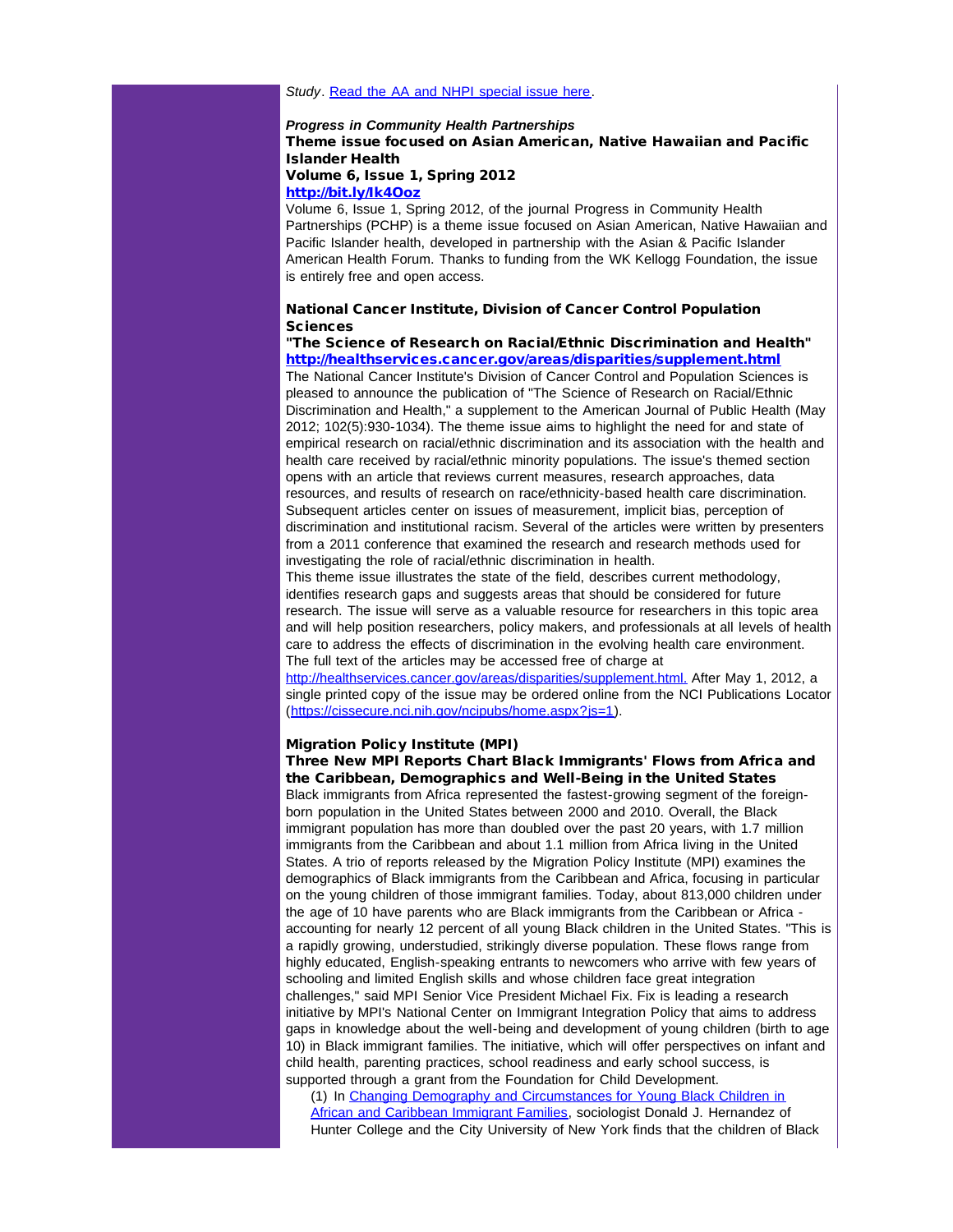*Study*. [Read the AA and NHPI special issue here](#).

***Progress in Community Health Partnerships***
**Theme issue focused on Asian American, Native Hawaiian and Pacific Islander Health**
**Volume 6, Issue 1, Spring 2012**
**[http://bit.ly/Ik4Ooz](http://bit.ly/Ik4Ooz)**

Volume 6, Issue 1, Spring 2012, of the journal Progress in Community Health Partnerships (PCHP) is a theme issue focused on Asian American, Native Hawaiian and Pacific Islander health, developed in partnership with the Asian & Pacific Islander American Health Forum. Thanks to funding from the WK Kellogg Foundation, the issue is entirely free and open access.

**National Cancer Institute, Division of Cancer Control Population Sciences**
**"The Science of Research on Racial/Ethnic Discrimination and Health"**
**[http://healthservices.cancer.gov/areas/disparities/supplement.html](http://healthservices.cancer.gov/areas/disparities/supplement.html)**

The National Cancer Institute's Division of Cancer Control and Population Sciences is pleased to announce the publication of "The Science of Research on Racial/Ethnic Discrimination and Health," a supplement to the American Journal of Public Health (May 2012; 102(5):930-1034). The theme issue aims to highlight the need for and state of empirical research on racial/ethnic discrimination and its association with the health and health care received by racial/ethnic minority populations. The issue's themed section opens with an article that reviews current measures, research approaches, data resources, and results of research on race/ethnicity-based health care discrimination. Subsequent articles center on issues of measurement, implicit bias, perception of discrimination and institutional racism. Several of the articles were written by presenters from a 2011 conference that examined the research and research methods used for investigating the role of racial/ethnic discrimination in health.

This theme issue illustrates the state of the field, describes current methodology, identifies research gaps and suggests areas that should be considered for future research. The issue will serve as a valuable resource for researchers in this topic area and will help position researchers, policy makers, and professionals at all levels of health care to address the effects of discrimination in the evolving health care environment. The full text of the articles may be accessed free of charge at [http://healthservices.cancer.gov/areas/disparities/supplement.html.](http://healthservices.cancer.gov/areas/disparities/supplement.html) After May 1, 2012, a single printed copy of the issue may be ordered online from the NCI Publications Locator ([https://cissecure.nci.nih.gov/ncipubs/home.aspx?js=1](https://cissecure.nci.nih.gov/ncipubs/home.aspx?js=1)).

**Migration Policy Institute (MPI)**
**Three New MPI Reports Chart Black Immigrants' Flows from Africa and the Caribbean, Demographics and Well-Being in the United States**

Black immigrants from Africa represented the fastest-growing segment of the foreign-born population in the United States between 2000 and 2010. Overall, the Black immigrant population has more than doubled over the past 20 years, with 1.7 million immigrants from the Caribbean and about 1.1 million from Africa living in the United States. A trio of reports released by the Migration Policy Institute (MPI) examines the demographics of Black immigrants from the Caribbean and Africa, focusing in particular on the young children of those immigrant families. Today, about 813,000 children under the age of 10 have parents who are Black immigrants from the Caribbean or Africa - accounting for nearly 12 percent of all young Black children in the United States. "This is a rapidly growing, understudied, strikingly diverse population. These flows range from highly educated, English-speaking entrants to newcomers who arrive with few years of schooling and limited English skills and whose children face great integration challenges," said MPI Senior Vice President Michael Fix. Fix is leading a research initiative by MPI's National Center on Immigrant Integration Policy that aims to address gaps in knowledge about the well-being and development of young children (birth to age 10) in Black immigrant families. The initiative, which will offer perspectives on infant and child health, parenting practices, school readiness and early school success, is supported through a grant from the Foundation for Child Development.

(1) In [Changing Demography and Circumstances for Young Black Children in African and Caribbean Immigrant Families](#), sociologist Donald J. Hernandez of Hunter College and the City University of New York finds that the children of Black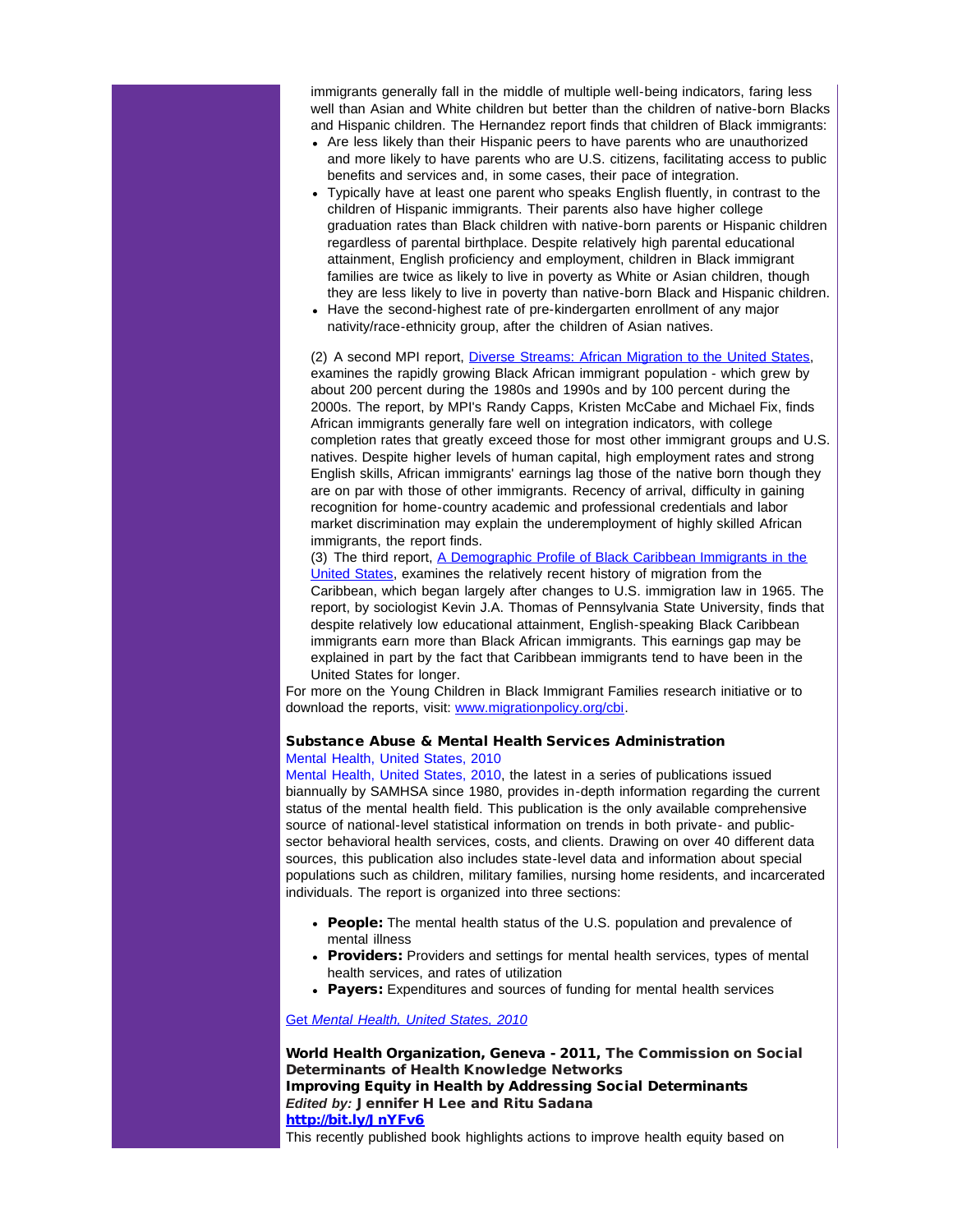immigrants generally fall in the middle of multiple well-being indicators, faring less well than Asian and White children but better than the children of native-born Blacks and Hispanic children. The Hernandez report finds that children of Black immigrants:

- Are less likely than their Hispanic peers to have parents who are unauthorized and more likely to have parents who are U.S. citizens, facilitating access to public benefits and services and, in some cases, their pace of integration.
- Typically have at least one parent who speaks English fluently, in contrast to the children of Hispanic immigrants. Their parents also have higher college graduation rates than Black children with native-born parents or Hispanic children regardless of parental birthplace. Despite relatively high parental educational attainment, English proficiency and employment, children in Black immigrant families are twice as likely to live in poverty as White or Asian children, though they are less likely to live in poverty than native-born Black and Hispanic children.
- Have the second-highest rate of pre-kindergarten enrollment of any major nativity/race-ethnicity group, after the children of Asian natives.

(2) A second MPI report, [Diverse Streams: African Migration to the United States](), examines the rapidly growing Black African immigrant population - which grew by about 200 percent during the 1980s and 1990s and by 100 percent during the 2000s. The report, by MPI's Randy Capps, Kristen McCabe and Michael Fix, finds African immigrants generally fare well on integration indicators, with college completion rates that greatly exceed those for most other immigrant groups and U.S. natives. Despite higher levels of human capital, high employment rates and strong English skills, African immigrants' earnings lag those of the native born though they are on par with those of other immigrants. Recency of arrival, difficulty in gaining recognition for home-country academic and professional credentials and labor market discrimination may explain the underemployment of highly skilled African immigrants, the report finds.

(3) The third report, [A Demographic Profile of Black Caribbean Immigrants in the United States](), examines the relatively recent history of migration from the Caribbean, which began largely after changes to U.S. immigration law in 1965. The report, by sociologist Kevin J.A. Thomas of Pennsylvania State University, finds that despite relatively low educational attainment, English-speaking Black Caribbean immigrants earn more than Black African immigrants. This earnings gap may be explained in part by the fact that Caribbean immigrants tend to have been in the United States for longer.

For more on the Young Children in Black Immigrant Families research initiative or to download the reports, visit: [www.migrationpolicy.org/cbi]().

### Substance Abuse & Mental Health Services Administration

[Mental Health, United States, 2010]()

[Mental Health, United States, 2010](), the latest in a series of publications issued biannually by SAMHSA since 1980, provides in-depth information regarding the current status of the mental health field. This publication is the only available comprehensive source of national-level statistical information on trends in both private- and public-sector behavioral health services, costs, and clients. Drawing on over 40 different data sources, this publication also includes state-level data and information about special populations such as children, military families, nursing home residents, and incarcerated individuals. The report is organized into three sections:

- **People:** The mental health status of the U.S. population and prevalence of mental illness
- **Providers:** Providers and settings for mental health services, types of mental health services, and rates of utilization
- **Payers:** Expenditures and sources of funding for mental health services

[Get *Mental Health, United States, 2010*]()

### World Health Organization, Geneva - 2011, The Commission on Social Determinants of Health Knowledge Networks

**Improving Equity in Health by Addressing Social Determinants**

*Edited by:* **Jennifer H Lee and Ritu Sadana**

**[http://bit.ly/JnYFv6]()**

This recently published book highlights actions to improve health equity based on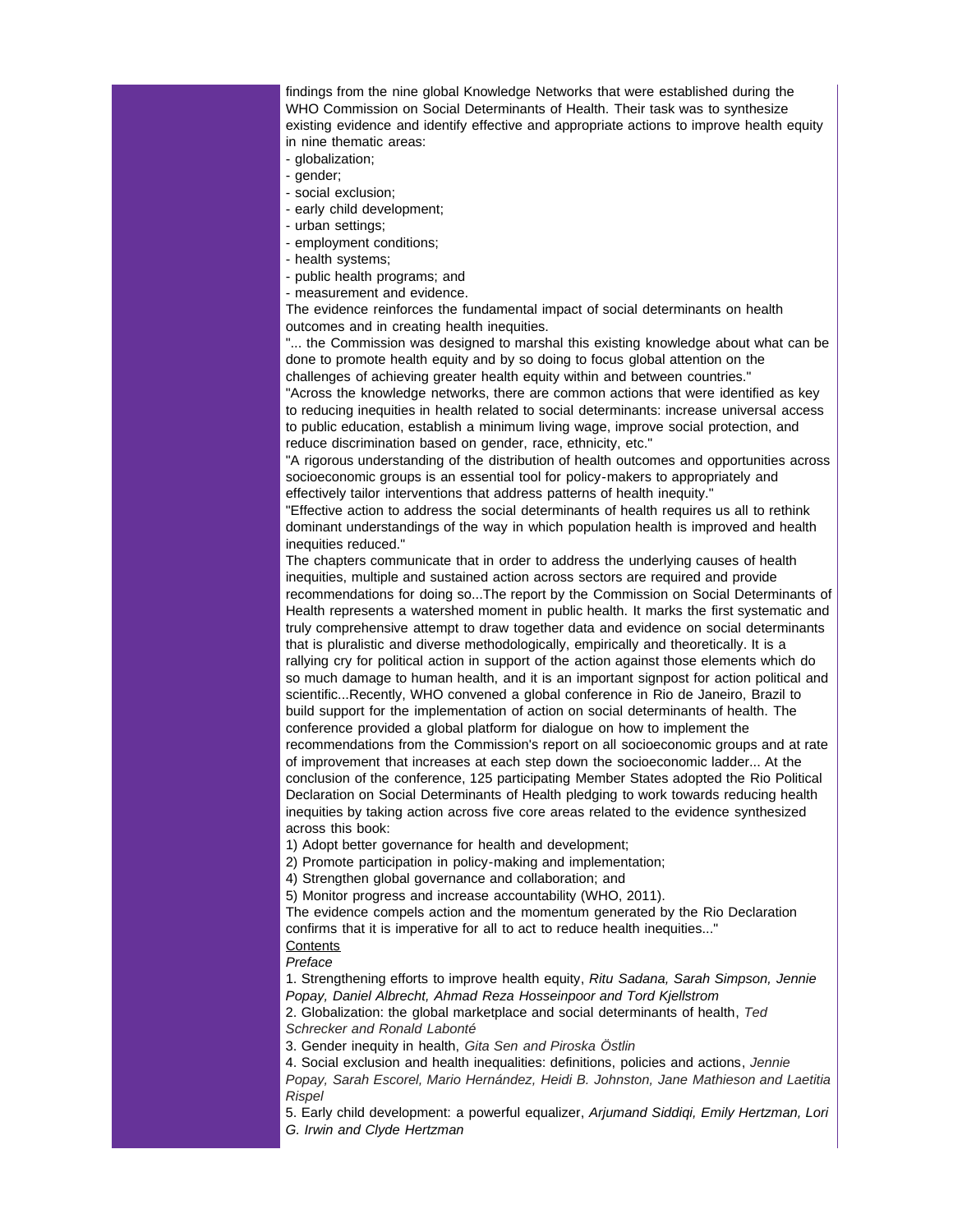findings from the nine global Knowledge Networks that were established during the WHO Commission on Social Determinants of Health. Their task was to synthesize existing evidence and identify effective and appropriate actions to improve health equity in nine thematic areas:

- globalization;
- gender;
- social exclusion;
- early child development;
- urban settings;
- employment conditions;
- health systems;
- public health programs; and
- measurement and evidence.

The evidence reinforces the fundamental impact of social determinants on health outcomes and in creating health inequities.

"... the Commission was designed to marshal this existing knowledge about what can be done to promote health equity and by so doing to focus global attention on the challenges of achieving greater health equity within and between countries."

"Across the knowledge networks, there are common actions that were identified as key to reducing inequities in health related to social determinants: increase universal access to public education, establish a minimum living wage, improve social protection, and reduce discrimination based on gender, race, ethnicity, etc."

"A rigorous understanding of the distribution of health outcomes and opportunities across socioeconomic groups is an essential tool for policy-makers to appropriately and effectively tailor interventions that address patterns of health inequity."

"Effective action to address the social determinants of health requires us all to rethink dominant understandings of the way in which population health is improved and health inequities reduced."

The chapters communicate that in order to address the underlying causes of health inequities, multiple and sustained action across sectors are required and provide recommendations for doing so...The report by the Commission on Social Determinants of Health represents a watershed moment in public health. It marks the first systematic and truly comprehensive attempt to draw together data and evidence on social determinants that is pluralistic and diverse methodologically, empirically and theoretically. It is a rallying cry for political action in support of the action against those elements which do so much damage to human health, and it is an important signpost for action political and scientific...Recently, WHO convened a global conference in Rio de Janeiro, Brazil to build support for the implementation of action on social determinants of health. The conference provided a global platform for dialogue on how to implement the recommendations from the Commission's report on all socioeconomic groups and at rate of improvement that increases at each step down the socioeconomic ladder... At the conclusion of the conference, 125 participating Member States adopted the Rio Political Declaration on Social Determinants of Health pledging to work towards reducing health inequities by taking action across five core areas related to the evidence synthesized across this book:

1) Adopt better governance for health and development;
2) Promote participation in policy-making and implementation;
4) Strengthen global governance and collaboration; and
5) Monitor progress and increase accountability (WHO, 2011).

The evidence compels action and the momentum generated by the Rio Declaration confirms that it is imperative for all to act to reduce health inequities..."

Contents

*Preface*

1. Strengthening efforts to improve health equity, *Ritu Sadana, Sarah Simpson, Jennie Popay, Daniel Albrecht, Ahmad Reza Hosseinpoor and Tord Kjellstrom*
2. Globalization: the global marketplace and social determinants of health, *Ted Schrecker and Ronald Labonté*
3. Gender inequity in health, *Gita Sen and Piroska Östlin*
4. Social exclusion and health inequalities: definitions, policies and actions, *Jennie Popay, Sarah Escorel, Mario Hernández, Heidi B. Johnston, Jane Mathieson and Laetitia Rispel*
5. Early child development: a powerful equalizer, *Arjumand Siddiqi, Emily Hertzman, Lori G. Irwin and Clyde Hertzman*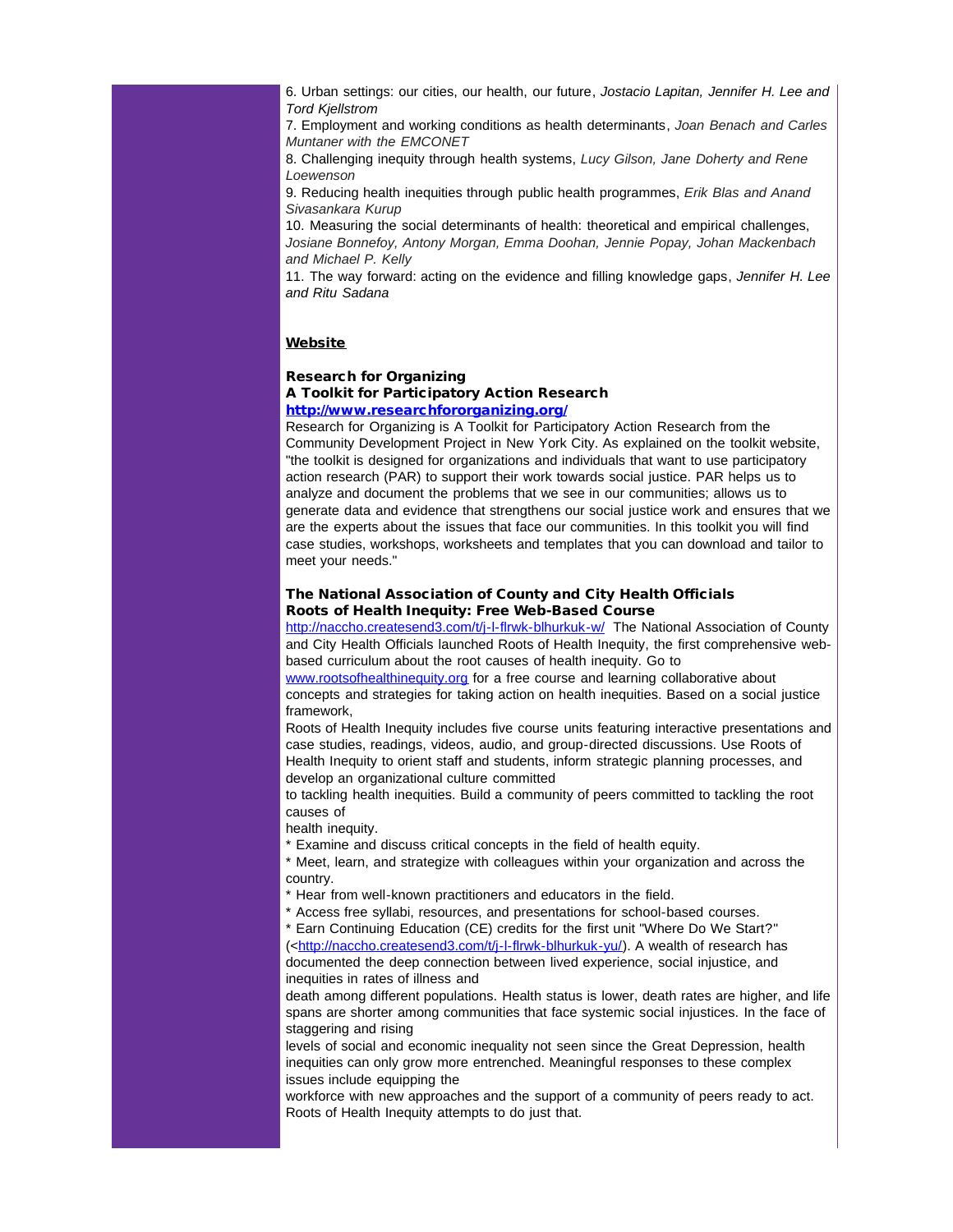6. Urban settings: our cities, our health, our future, *Jostacio Lapitan, Jennifer H. Lee and Tord Kjellstrom*

7. Employment and working conditions as health determinants, *Joan Benach and Carles Muntaner with the EMCONET*

8. Challenging inequity through health systems, *Lucy Gilson, Jane Doherty and Rene Loewenson*

9. Reducing health inequities through public health programmes, *Erik Blas and Anand Sivasankara Kurup*

10. Measuring the social determinants of health: theoretical and empirical challenges, *Josiane Bonnefoy, Antony Morgan, Emma Doohan, Jennie Popay, Johan Mackenbach and Michael P. Kelly*

11. The way forward: acting on the evidence and filling knowledge gaps, *Jennifer H. Lee and Ritu Sadana*

## Website

### Research for Organizing
### A Toolkit for Participatory Action Research

**http://www.researchfororganizing.org/**

Research for Organizing is A Toolkit for Participatory Action Research from the Community Development Project in New York City. As explained on the toolkit website, "the toolkit is designed for organizations and individuals that want to use participatory action research (PAR) to support their work towards social justice. PAR helps us to analyze and document the problems that we see in our communities; allows us to generate data and evidence that strengthens our social justice work and ensures that we are the experts about the issues that face our communities. In this toolkit you will find case studies, workshops, worksheets and templates that you can download and tailor to meet your needs."

### The National Association of County and City Health Officials
### Roots of Health Inequity: Free Web-Based Course

http://naccho.createsend3.com/t/j-l-flrwk-blhurkuk-w/ The National Association of County and City Health Officials launched Roots of Health Inequity, the first comprehensive web-based curriculum about the root causes of health inequity. Go to www.rootsofhealthinequity.org for a free course and learning collaborative about concepts and strategies for taking action on health inequities. Based on a social justice framework,

Roots of Health Inequity includes five course units featuring interactive presentations and case studies, readings, videos, audio, and group-directed discussions. Use Roots of Health Inequity to orient staff and students, inform strategic planning processes, and develop an organizational culture committed

to tackling health inequities. Build a community of peers committed to tackling the root causes of

health inequity.

* Examine and discuss critical concepts in the field of health equity.
* Meet, learn, and strategize with colleagues within your organization and across the country.
* Hear from well-known practitioners and educators in the field.
* Access free syllabi, resources, and presentations for school-based courses.
* Earn Continuing Education (CE) credits for the first unit "Where Do We Start?" (<http://naccho.createsend3.com/t/j-l-flrwk-blhurkuk-yu/). A wealth of research has documented the deep connection between lived experience, social injustice, and inequities in rates of illness and

death among different populations. Health status is lower, death rates are higher, and life spans are shorter among communities that face systemic social injustices. In the face of staggering and rising

levels of social and economic inequality not seen since the Great Depression, health inequities can only grow more entrenched. Meaningful responses to these complex issues include equipping the

workforce with new approaches and the support of a community of peers ready to act. Roots of Health Inequity attempts to do just that.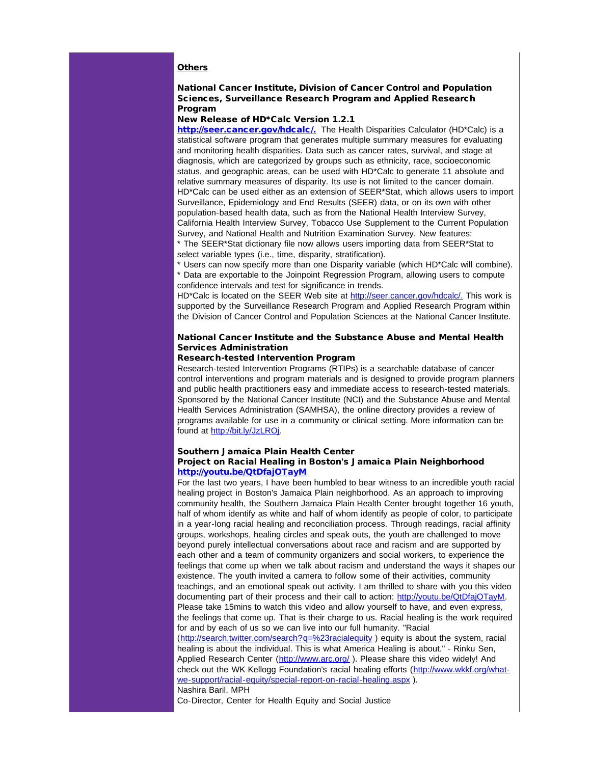## Others

### National Cancer Institute, Division of Cancer Control and Population Sciences, Surveillance Research Program and Applied Research Program

**New Release of HD*Calc Version 1.2.1**

**http://seer.cancer.gov/hdcalc/.** The Health Disparities Calculator (HD*Calc) is a statistical software program that generates multiple summary measures for evaluating and monitoring health disparities. Data such as cancer rates, survival, and stage at diagnosis, which are categorized by groups such as ethnicity, race, socioeconomic status, and geographic areas, can be used with HD*Calc to generate 11 absolute and relative summary measures of disparity. Its use is not limited to the cancer domain. HD*Calc can be used either as an extension of SEER*Stat, which allows users to import Surveillance, Epidemiology and End Results (SEER) data, or on its own with other population-based health data, such as from the National Health Interview Survey, California Health Interview Survey, Tobacco Use Supplement to the Current Population Survey, and National Health and Nutrition Examination Survey. New features:

* The SEER*Stat dictionary file now allows users importing data from SEER*Stat to select variable types (i.e., time, disparity, stratification).
* Users can now specify more than one Disparity variable (which HD*Calc will combine).
* Data are exportable to the Joinpoint Regression Program, allowing users to compute confidence intervals and test for significance in trends.

HD*Calc is located on the SEER Web site at http://seer.cancer.gov/hdcalc/. This work is supported by the Surveillance Research Program and Applied Research Program within the Division of Cancer Control and Population Sciences at the National Cancer Institute.

### National Cancer Institute and the Substance Abuse and Mental Health Services Administration

**Research-tested Intervention Program**

Research-tested Intervention Programs (RTIPs) is a searchable database of cancer control interventions and program materials and is designed to provide program planners and public health practitioners easy and immediate access to research-tested materials. Sponsored by the National Cancer Institute (NCI) and the Substance Abuse and Mental Health Services Administration (SAMHSA), the online directory provides a review of programs available for use in a community or clinical setting. More information can be found at http://bit.ly/JzLROj.

### Southern Jamaica Plain Health Center

**Project on Racial Healing in Boston's Jamaica Plain Neighborhood**
**http://youtu.be/QtDfajOTayM**

For the last two years, I have been humbled to bear witness to an incredible youth racial healing project in Boston's Jamaica Plain neighborhood. As an approach to improving community health, the Southern Jamaica Plain Health Center brought together 16 youth, half of whom identify as white and half of whom identify as people of color, to participate in a year-long racial healing and reconciliation process. Through readings, racial affinity groups, workshops, healing circles and speak outs, the youth are challenged to move beyond purely intellectual conversations about race and racism and are supported by each other and a team of community organizers and social workers, to experience the feelings that come up when we talk about racism and understand the ways it shapes our existence. The youth invited a camera to follow some of their activities, community teachings, and an emotional speak out activity. I am thrilled to share with you this video documenting part of their process and their call to action: http://youtu.be/QtDfajOTayM. Please take 15mins to watch this video and allow yourself to have, and even express, the feelings that come up. That is their charge to us. Racial healing is the work required for and by each of us so we can live into our full humanity. "Racial (http://search.twitter.com/search?q=%23racialequity ) equity is about the system, racial healing is about the individual. This is what America Healing is about." - Rinku Sen, Applied Research Center (http://www.arc.org/ ). Please share this video widely! And check out the WK Kellogg Foundation's racial healing efforts (http://www.wkkf.org/what-we-support/racial-equity/special-report-on-racial-healing.aspx ).

Nashira Baril, MPH
Co-Director, Center for Health Equity and Social Justice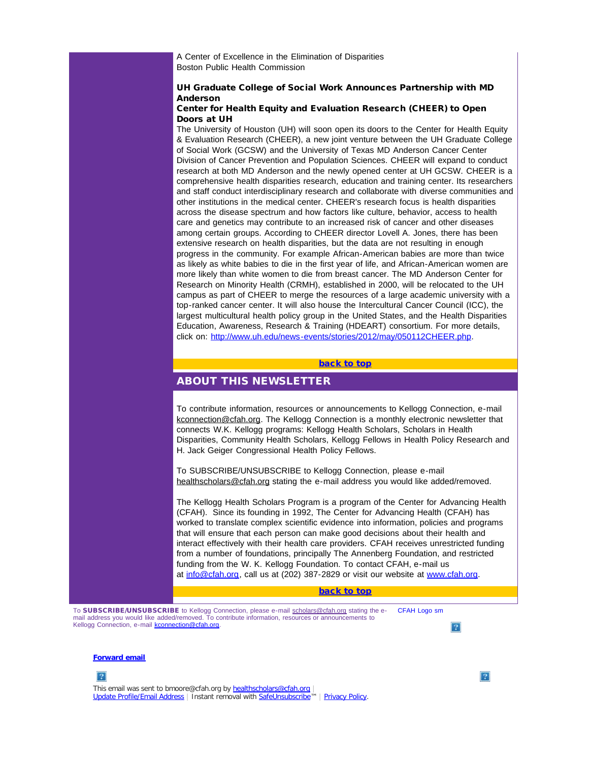A Center of Excellence in the Elimination of Disparities
Boston Public Health Commission

**UH Graduate College of Social Work Announces Partnership with MD Anderson**
**Center for Health Equity and Evaluation Research (CHEER) to Open Doors at UH**

The University of Houston (UH) will soon open its doors to the Center for Health Equity & Evaluation Research (CHEER), a new joint venture between the UH Graduate College of Social Work (GCSW) and the University of Texas MD Anderson Cancer Center Division of Cancer Prevention and Population Sciences. CHEER will expand to conduct research at both MD Anderson and the newly opened center at UH GCSW. CHEER is a comprehensive health disparities research, education and training center. Its researchers and staff conduct interdisciplinary research and collaborate with diverse communities and other institutions in the medical center. CHEER's research focus is health disparities across the disease spectrum and how factors like culture, behavior, access to health care and genetics may contribute to an increased risk of cancer and other diseases among certain groups. According to CHEER director Lovell A. Jones, there has been extensive research on health disparities, but the data are not resulting in enough progress in the community. For example African-American babies are more than twice as likely as white babies to die in the first year of life, and African-American women are more likely than white women to die from breast cancer. The MD Anderson Center for Research on Minority Health (CRMH), established in 2000, will be relocated to the UH campus as part of CHEER to merge the resources of a large academic university with a top-ranked cancer center. It will also house the Intercultural Cancer Council (ICC), the largest multicultural health policy group in the United States, and the Health Disparities Education, Awareness, Research & Training (HDEART) consortium. For more details, click on: http://www.uh.edu/news-events/stories/2012/may/050112CHEER.php.

**back to top**

## ABOUT THIS NEWSLETTER

To contribute information, resources or announcements to Kellogg Connection, e-mail kconnection@cfah.org. The Kellogg Connection is a monthly electronic newsletter that connects W.K. Kellogg programs: Kellogg Health Scholars, Scholars in Health Disparities, Community Health Scholars, Kellogg Fellows in Health Policy Research and H. Jack Geiger Congressional Health Policy Fellows.

To SUBSCRIBE/UNSUBSCRIBE to Kellogg Connection, please e-mail healthscholars@cfah.org stating the e-mail address you would like added/removed.

The Kellogg Health Scholars Program is a program of the Center for Advancing Health (CFAH). Since its founding in 1992, The Center for Advancing Health (CFAH) has worked to translate complex scientific evidence into information, policies and programs that will ensure that each person can make good decisions about their health and interact effectively with their health care providers. CFAH receives unrestricted funding from a number of foundations, principally The Annenberg Foundation, and restricted funding from the W. K. Kellogg Foundation. To contact CFAH, e-mail us at info@cfah.org, call us at (202) 387-2829 or visit our website at www.cfah.org.

**back to top**

To **SUBSCRIBE/UNSUBSCRIBE** to Kellogg Connection, please e-mail scholars@cfah.org stating the e-mail address you would like added/removed. To contribute information, resources or announcements to Kellogg Connection, e-mail kconnection@cfah.org.

CFAH Logo sm

**Forward email**

This email was sent to bmoore@cfah.org by healthscholars@cfah.org |
Update Profile/Email Address | Instant removal with SafeUnsubscribe™ | Privacy Policy.